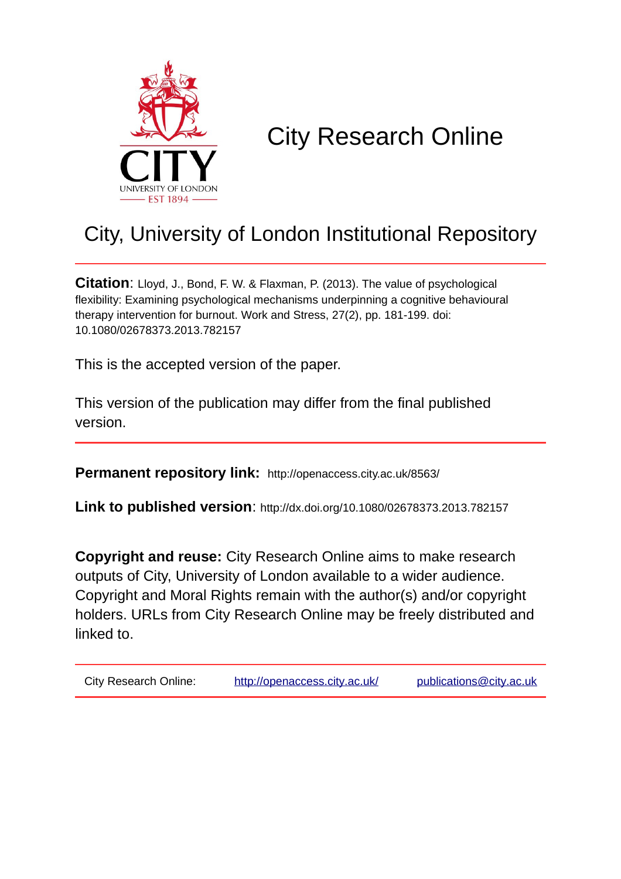# City Research Online

## City, University of London Institutional Repository

**Citation**: Lloyd, J., Bond, F. W. & Flaxman, P. (2013). The value of psychological flexibility: Examining psychological mechanisms underpinning a cognitive behavioural therapy intervention for burnout. Work and Stress, 27(2), pp. 181-199. doi: 10.1080/02678373.2013.782157

This is the accepted version of the paper.

This version of the publication may differ from the final published version.

**Permanent repository link:** http://openaccess.city.ac.uk/8563/

**Link to published version**: http://dx.doi.org/10.1080/02678373.2013.782157

**Copyright and reuse:** City Research Online aims to make research outputs of City, University of London available to a wider audience. Copyright and Moral Rights remain with the author(s) and/or copyright holders. URLs from City Research Online may be freely distributed and linked to.

| City Research Online: | http://openaccess.city.ac.uk/ | publications@city.ac.uk |
|---|---|---|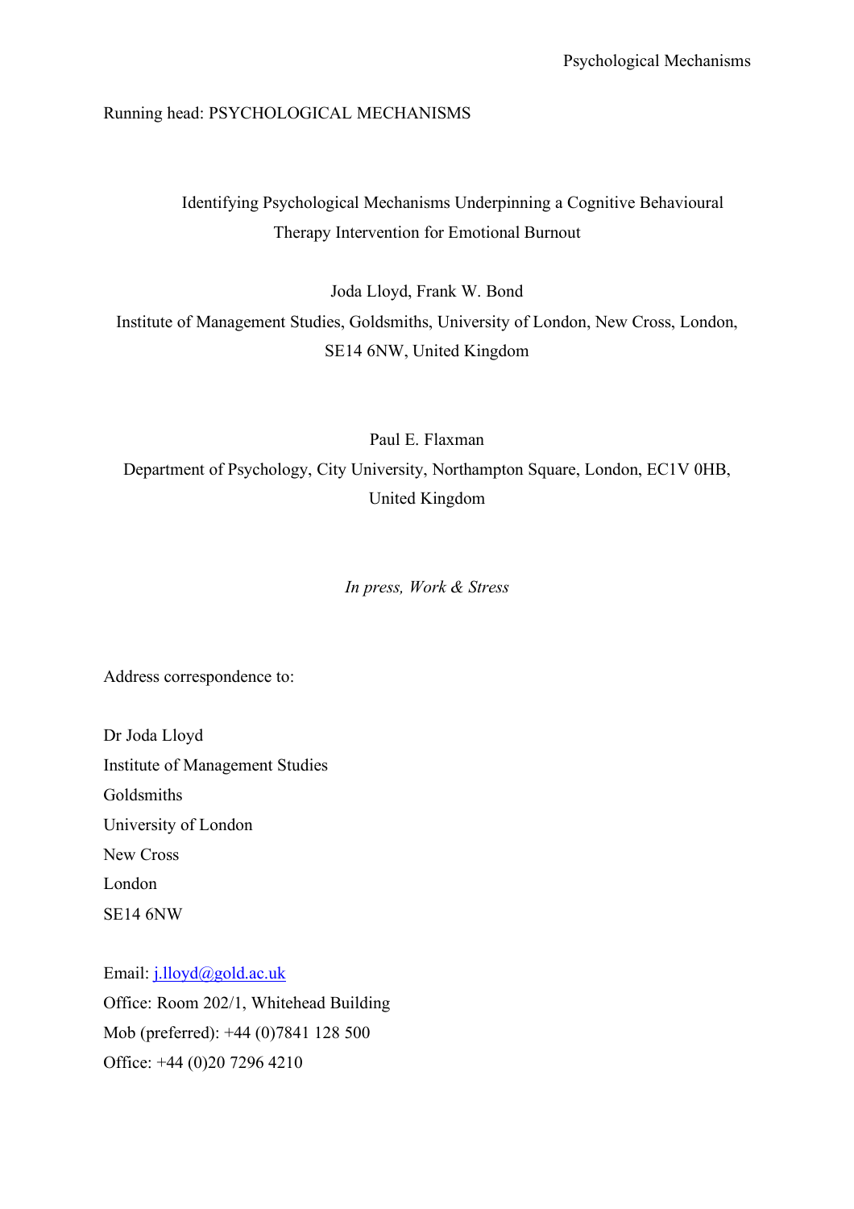Running head: PSYCHOLOGICAL MECHANISMS

# Identifying Psychological Mechanisms Underpinning a Cognitive Behavioural Therapy Intervention for Emotional Burnout

Joda Lloyd, Frank W. Bond

Institute of Management Studies, Goldsmiths, University of London, New Cross, London, SE14 6NW, United Kingdom

Paul E. Flaxman

Department of Psychology, City University, Northampton Square, London, EC1V 0HB, United Kingdom

*In press, Work & Stress*

Address correspondence to:

Dr Joda Lloyd
Institute of Management Studies
Goldsmiths
University of London
New Cross
London
SE14 6NW

Email: j.lloyd@gold.ac.uk
Office: Room 202/1, Whitehead Building
Mob (preferred): +44 (0)7841 128 500
Office: +44 (0)20 7296 4210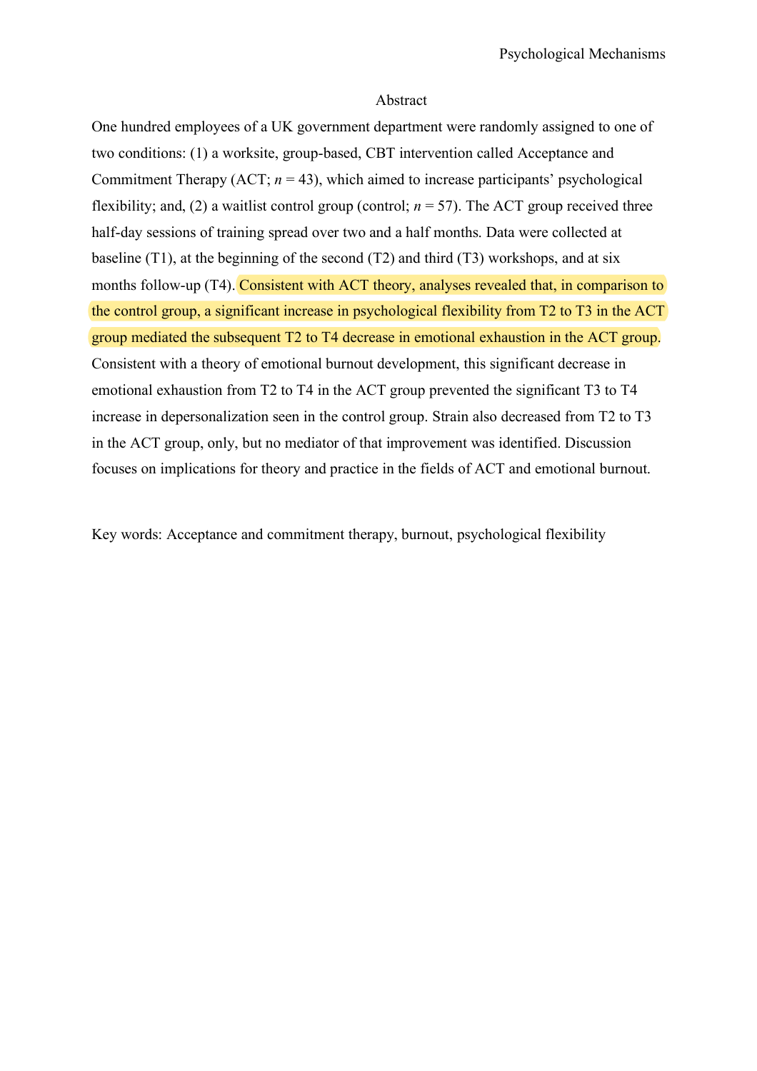# Abstract

One hundred employees of a UK government department were randomly assigned to one of two conditions: (1) a worksite, group-based, CBT intervention called Acceptance and Commitment Therapy (ACT; *n* = 43), which aimed to increase participants' psychological flexibility; and, (2) a waitlist control group (control; *n* = 57). The ACT group received three half-day sessions of training spread over two and a half months. Data were collected at baseline (T1), at the beginning of the second (T2) and third (T3) workshops, and at six months follow-up (T4). Consistent with ACT theory, analyses revealed that, in comparison to the control group, a significant increase in psychological flexibility from T2 to T3 in the ACT group mediated the subsequent T2 to T4 decrease in emotional exhaustion in the ACT group. Consistent with a theory of emotional burnout development, this significant decrease in emotional exhaustion from T2 to T4 in the ACT group prevented the significant T3 to T4 increase in depersonalization seen in the control group. Strain also decreased from T2 to T3 in the ACT group, only, but no mediator of that improvement was identified. Discussion focuses on implications for theory and practice in the fields of ACT and emotional burnout.

Key words: Acceptance and commitment therapy, burnout, psychological flexibility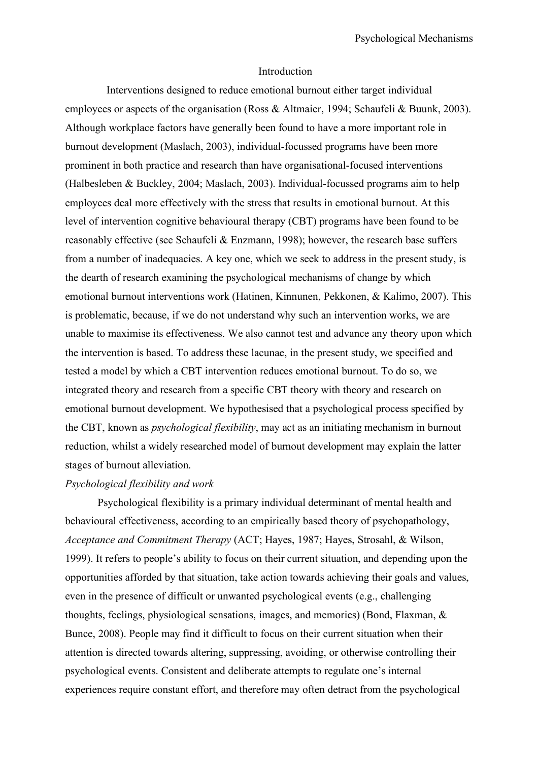## Introduction

Interventions designed to reduce emotional burnout either target individual employees or aspects of the organisation (Ross & Altmaier, 1994; Schaufeli & Buunk, 2003). Although workplace factors have generally been found to have a more important role in burnout development (Maslach, 2003), individual-focussed programs have been more prominent in both practice and research than have organisational-focused interventions (Halbesleben & Buckley, 2004; Maslach, 2003). Individual-focussed programs aim to help employees deal more effectively with the stress that results in emotional burnout. At this level of intervention cognitive behavioural therapy (CBT) programs have been found to be reasonably effective (see Schaufeli & Enzmann, 1998); however, the research base suffers from a number of inadequacies. A key one, which we seek to address in the present study, is the dearth of research examining the psychological mechanisms of change by which emotional burnout interventions work (Hatinen, Kinnunen, Pekkonen, & Kalimo, 2007). This is problematic, because, if we do not understand why such an intervention works, we are unable to maximise its effectiveness. We also cannot test and advance any theory upon which the intervention is based. To address these lacunae, in the present study, we specified and tested a model by which a CBT intervention reduces emotional burnout. To do so, we integrated theory and research from a specific CBT theory with theory and research on emotional burnout development. We hypothesised that a psychological process specified by the CBT, known as *psychological flexibility*, may act as an initiating mechanism in burnout reduction, whilst a widely researched model of burnout development may explain the latter stages of burnout alleviation.

### *Psychological flexibility and work*

Psychological flexibility is a primary individual determinant of mental health and behavioural effectiveness, according to an empirically based theory of psychopathology, *Acceptance and Commitment Therapy* (ACT; Hayes, 1987; Hayes, Strosahl, & Wilson, 1999). It refers to people's ability to focus on their current situation, and depending upon the opportunities afforded by that situation, take action towards achieving their goals and values, even in the presence of difficult or unwanted psychological events (e.g., challenging thoughts, feelings, physiological sensations, images, and memories) (Bond, Flaxman, & Bunce, 2008). People may find it difficult to focus on their current situation when their attention is directed towards altering, suppressing, avoiding, or otherwise controlling their psychological events. Consistent and deliberate attempts to regulate one's internal experiences require constant effort, and therefore may often detract from the psychological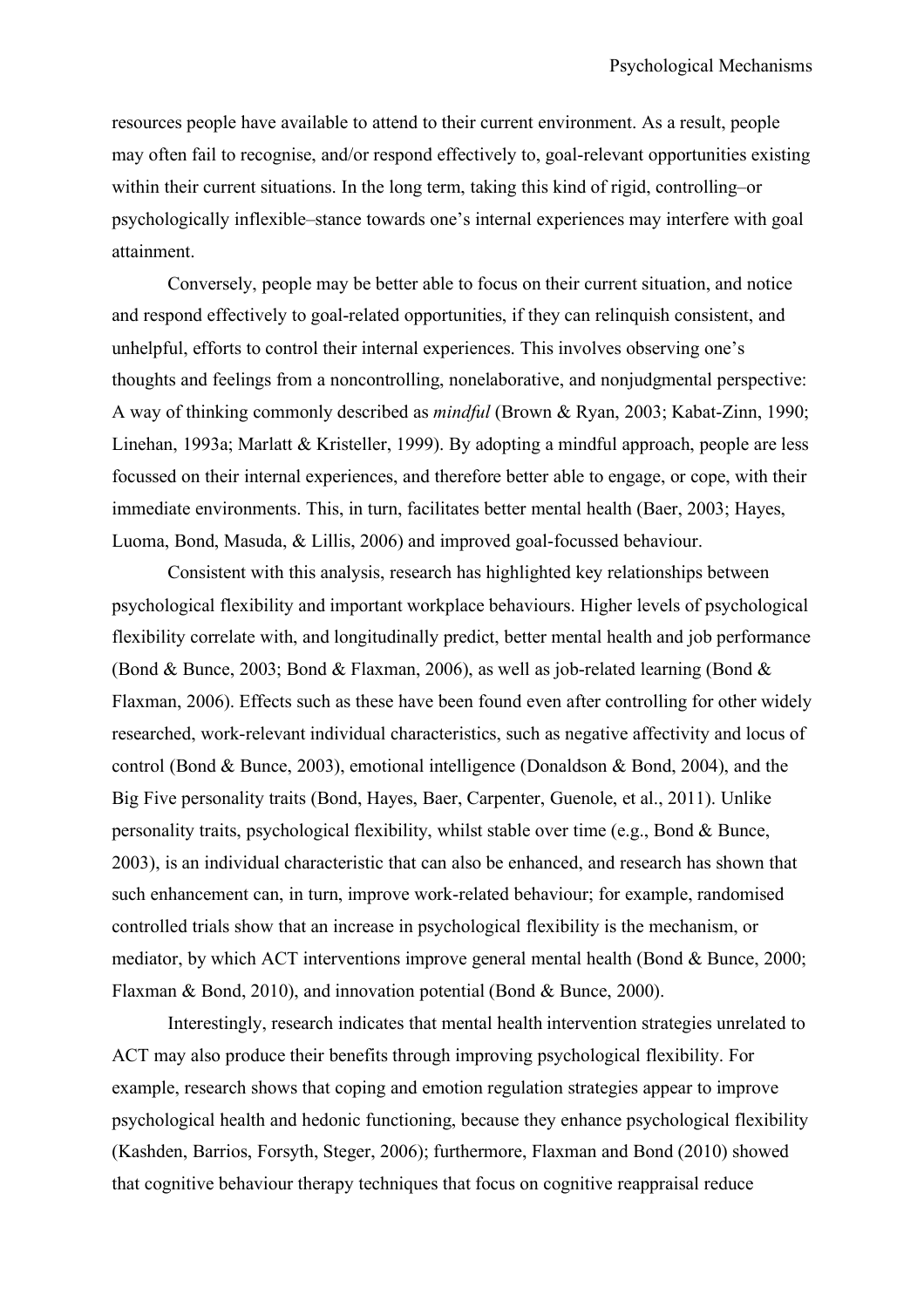resources people have available to attend to their current environment. As a result, people may often fail to recognise, and/or respond effectively to, goal-relevant opportunities existing within their current situations. In the long term, taking this kind of rigid, controlling–or psychologically inflexible–stance towards one's internal experiences may interfere with goal attainment.

Conversely, people may be better able to focus on their current situation, and notice and respond effectively to goal-related opportunities, if they can relinquish consistent, and unhelpful, efforts to control their internal experiences. This involves observing one's thoughts and feelings from a noncontrolling, nonelaborative, and nonjudgmental perspective: A way of thinking commonly described as *mindful* (Brown & Ryan, 2003; Kabat-Zinn, 1990; Linehan, 1993a; Marlatt & Kristeller, 1999). By adopting a mindful approach, people are less focussed on their internal experiences, and therefore better able to engage, or cope, with their immediate environments. This, in turn, facilitates better mental health (Baer, 2003; Hayes, Luoma, Bond, Masuda, & Lillis, 2006) and improved goal-focussed behaviour.

Consistent with this analysis, research has highlighted key relationships between psychological flexibility and important workplace behaviours. Higher levels of psychological flexibility correlate with, and longitudinally predict, better mental health and job performance (Bond & Bunce, 2003; Bond & Flaxman, 2006), as well as job-related learning (Bond & Flaxman, 2006). Effects such as these have been found even after controlling for other widely researched, work-relevant individual characteristics, such as negative affectivity and locus of control (Bond & Bunce, 2003), emotional intelligence (Donaldson & Bond, 2004), and the Big Five personality traits (Bond, Hayes, Baer, Carpenter, Guenole, et al., 2011). Unlike personality traits, psychological flexibility, whilst stable over time (e.g., Bond & Bunce, 2003), is an individual characteristic that can also be enhanced, and research has shown that such enhancement can, in turn, improve work-related behaviour; for example, randomised controlled trials show that an increase in psychological flexibility is the mechanism, or mediator, by which ACT interventions improve general mental health (Bond & Bunce, 2000; Flaxman & Bond, 2010), and innovation potential (Bond & Bunce, 2000).

Interestingly, research indicates that mental health intervention strategies unrelated to ACT may also produce their benefits through improving psychological flexibility. For example, research shows that coping and emotion regulation strategies appear to improve psychological health and hedonic functioning, because they enhance psychological flexibility (Kashden, Barrios, Forsyth, Steger, 2006); furthermore, Flaxman and Bond (2010) showed that cognitive behaviour therapy techniques that focus on cognitive reappraisal reduce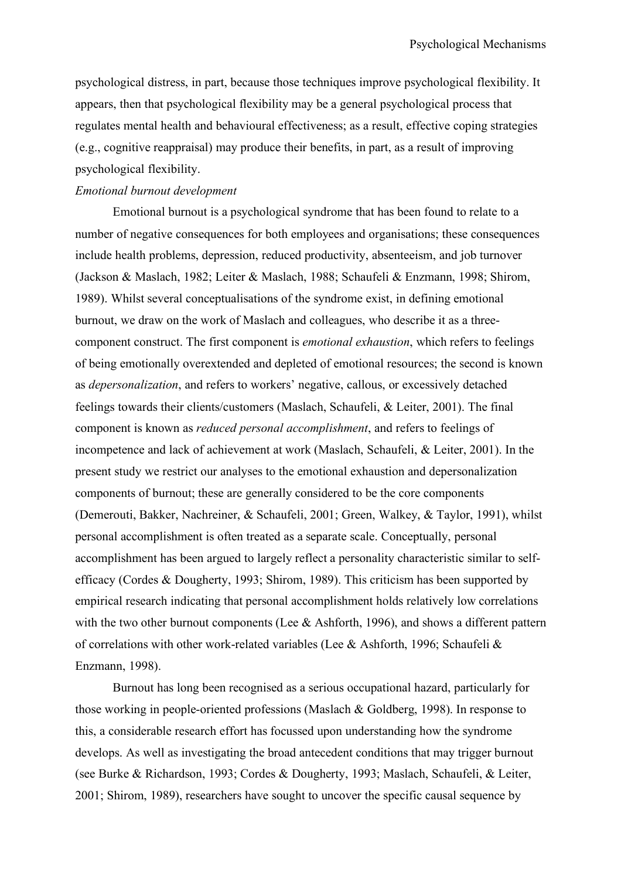psychological distress, in part, because those techniques improve psychological flexibility. It appears, then that psychological flexibility may be a general psychological process that regulates mental health and behavioural effectiveness; as a result, effective coping strategies (e.g., cognitive reappraisal) may produce their benefits, in part, as a result of improving psychological flexibility.

*Emotional burnout development*

Emotional burnout is a psychological syndrome that has been found to relate to a number of negative consequences for both employees and organisations; these consequences include health problems, depression, reduced productivity, absenteeism, and job turnover (Jackson & Maslach, 1982; Leiter & Maslach, 1988; Schaufeli & Enzmann, 1998; Shirom, 1989). Whilst several conceptualisations of the syndrome exist, in defining emotional burnout, we draw on the work of Maslach and colleagues, who describe it as a three-component construct. The first component is *emotional exhaustion*, which refers to feelings of being emotionally overextended and depleted of emotional resources; the second is known as *depersonalization*, and refers to workers' negative, callous, or excessively detached feelings towards their clients/customers (Maslach, Schaufeli, & Leiter, 2001). The final component is known as *reduced personal accomplishment*, and refers to feelings of incompetence and lack of achievement at work (Maslach, Schaufeli, & Leiter, 2001). In the present study we restrict our analyses to the emotional exhaustion and depersonalization components of burnout; these are generally considered to be the core components (Demerouti, Bakker, Nachreiner, & Schaufeli, 2001; Green, Walkey, & Taylor, 1991), whilst personal accomplishment is often treated as a separate scale. Conceptually, personal accomplishment has been argued to largely reflect a personality characteristic similar to self-efficacy (Cordes & Dougherty, 1993; Shirom, 1989). This criticism has been supported by empirical research indicating that personal accomplishment holds relatively low correlations with the two other burnout components (Lee & Ashforth, 1996), and shows a different pattern of correlations with other work-related variables (Lee & Ashforth, 1996; Schaufeli & Enzmann, 1998).

Burnout has long been recognised as a serious occupational hazard, particularly for those working in people-oriented professions (Maslach & Goldberg, 1998). In response to this, a considerable research effort has focussed upon understanding how the syndrome develops. As well as investigating the broad antecedent conditions that may trigger burnout (see Burke & Richardson, 1993; Cordes & Dougherty, 1993; Maslach, Schaufeli, & Leiter, 2001; Shirom, 1989), researchers have sought to uncover the specific causal sequence by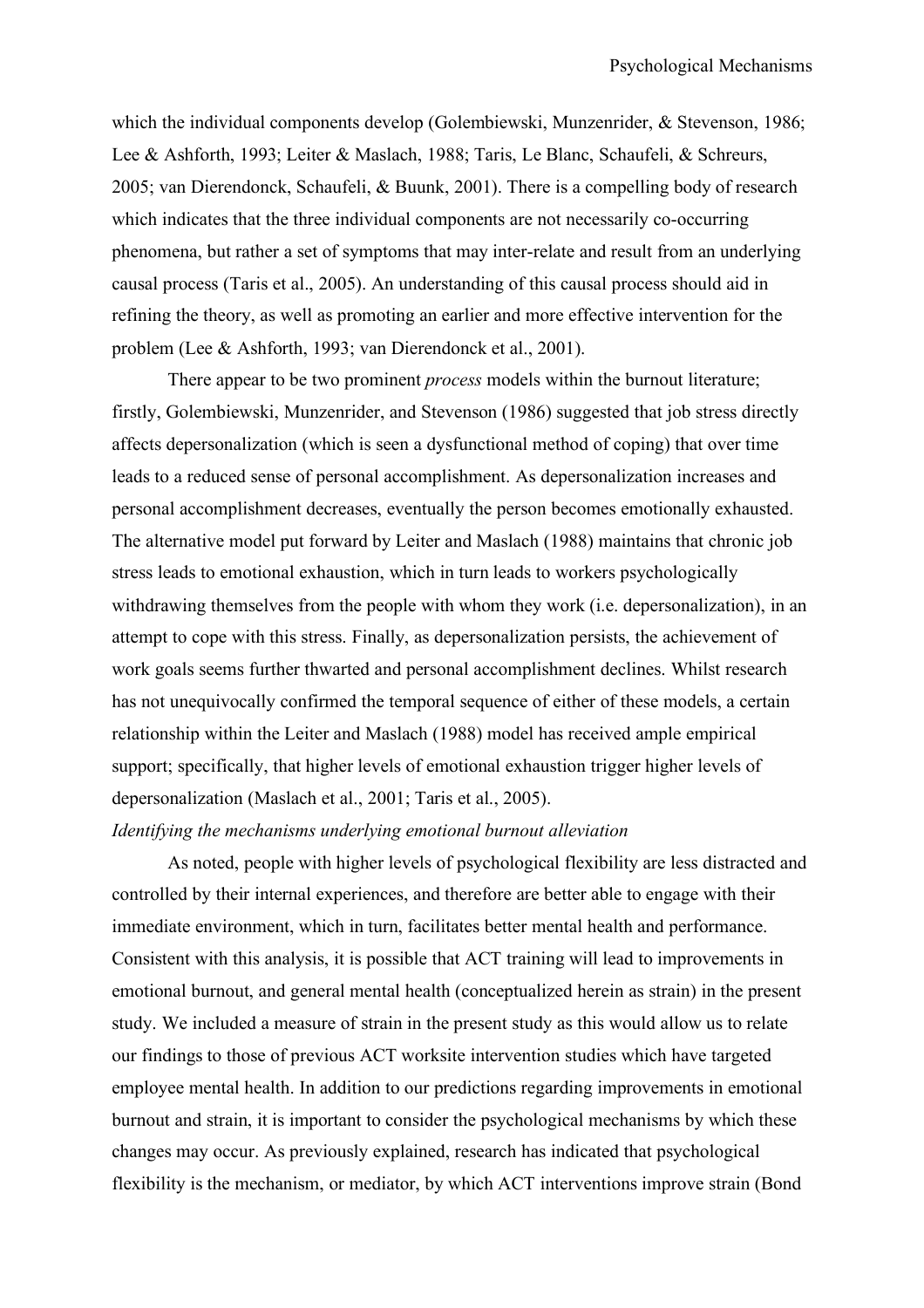which the individual components develop (Golembiewski, Munzenrider, & Stevenson, 1986; Lee & Ashforth, 1993; Leiter & Maslach, 1988; Taris, Le Blanc, Schaufeli, & Schreurs, 2005; van Dierendonck, Schaufeli, & Buunk, 2001). There is a compelling body of research which indicates that the three individual components are not necessarily co-occurring phenomena, but rather a set of symptoms that may inter-relate and result from an underlying causal process (Taris et al., 2005). An understanding of this causal process should aid in refining the theory, as well as promoting an earlier and more effective intervention for the problem (Lee & Ashforth, 1993; van Dierendonck et al., 2001).

There appear to be two prominent *process* models within the burnout literature; firstly, Golembiewski, Munzenrider, and Stevenson (1986) suggested that job stress directly affects depersonalization (which is seen a dysfunctional method of coping) that over time leads to a reduced sense of personal accomplishment. As depersonalization increases and personal accomplishment decreases, eventually the person becomes emotionally exhausted. The alternative model put forward by Leiter and Maslach (1988) maintains that chronic job stress leads to emotional exhaustion, which in turn leads to workers psychologically withdrawing themselves from the people with whom they work (i.e. depersonalization), in an attempt to cope with this stress. Finally, as depersonalization persists, the achievement of work goals seems further thwarted and personal accomplishment declines. Whilst research has not unequivocally confirmed the temporal sequence of either of these models, a certain relationship within the Leiter and Maslach (1988) model has received ample empirical support; specifically, that higher levels of emotional exhaustion trigger higher levels of depersonalization (Maslach et al., 2001; Taris et al., 2005).

*Identifying the mechanisms underlying emotional burnout alleviation*

As noted, people with higher levels of psychological flexibility are less distracted and controlled by their internal experiences, and therefore are better able to engage with their immediate environment, which in turn, facilitates better mental health and performance. Consistent with this analysis, it is possible that ACT training will lead to improvements in emotional burnout, and general mental health (conceptualized herein as strain) in the present study. We included a measure of strain in the present study as this would allow us to relate our findings to those of previous ACT worksite intervention studies which have targeted employee mental health. In addition to our predictions regarding improvements in emotional burnout and strain, it is important to consider the psychological mechanisms by which these changes may occur. As previously explained, research has indicated that psychological flexibility is the mechanism, or mediator, by which ACT interventions improve strain (Bond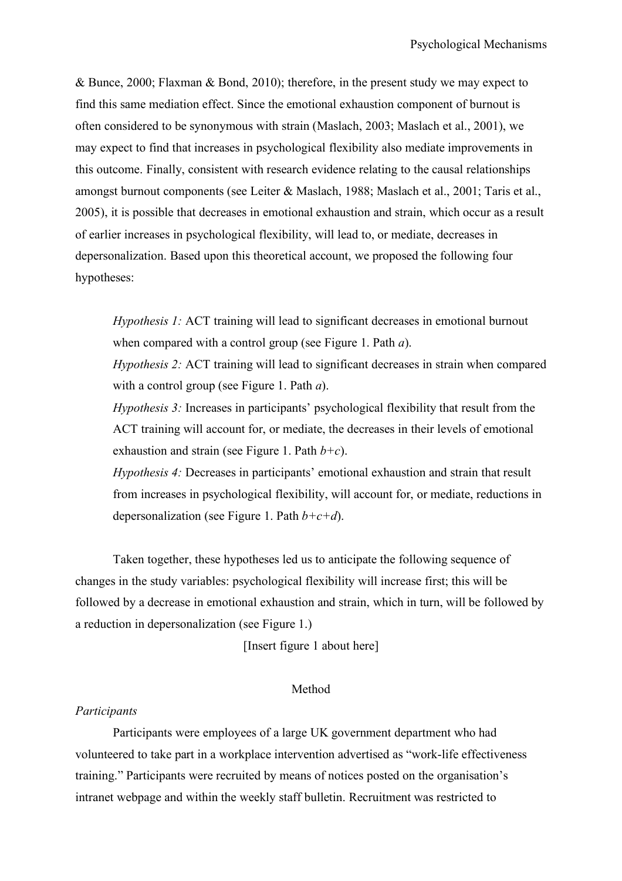& Bunce, 2000; Flaxman & Bond, 2010); therefore, in the present study we may expect to find this same mediation effect. Since the emotional exhaustion component of burnout is often considered to be synonymous with strain (Maslach, 2003; Maslach et al., 2001), we may expect to find that increases in psychological flexibility also mediate improvements in this outcome. Finally, consistent with research evidence relating to the causal relationships amongst burnout components (see Leiter & Maslach, 1988; Maslach et al., 2001; Taris et al., 2005), it is possible that decreases in emotional exhaustion and strain, which occur as a result of earlier increases in psychological flexibility, will lead to, or mediate, decreases in depersonalization. Based upon this theoretical account, we proposed the following four hypotheses:

> *Hypothesis 1:* ACT training will lead to significant decreases in emotional burnout when compared with a control group (see Figure 1. Path *a*).
>
> *Hypothesis 2:* ACT training will lead to significant decreases in strain when compared with a control group (see Figure 1. Path *a*).
>
> *Hypothesis 3:* Increases in participants' psychological flexibility that result from the ACT training will account for, or mediate, the decreases in their levels of emotional exhaustion and strain (see Figure 1. Path *b+c*).
>
> *Hypothesis 4:* Decreases in participants' emotional exhaustion and strain that result from increases in psychological flexibility, will account for, or mediate, reductions in depersonalization (see Figure 1. Path *b+c+d*).

Taken together, these hypotheses led us to anticipate the following sequence of changes in the study variables: psychological flexibility will increase first; this will be followed by a decrease in emotional exhaustion and strain, which in turn, will be followed by a reduction in depersonalization (see Figure 1.)

[Insert figure 1 about here]

## Method

### *Participants*

Participants were employees of a large UK government department who had volunteered to take part in a workplace intervention advertised as "work-life effectiveness training." Participants were recruited by means of notices posted on the organisation's intranet webpage and within the weekly staff bulletin. Recruitment was restricted to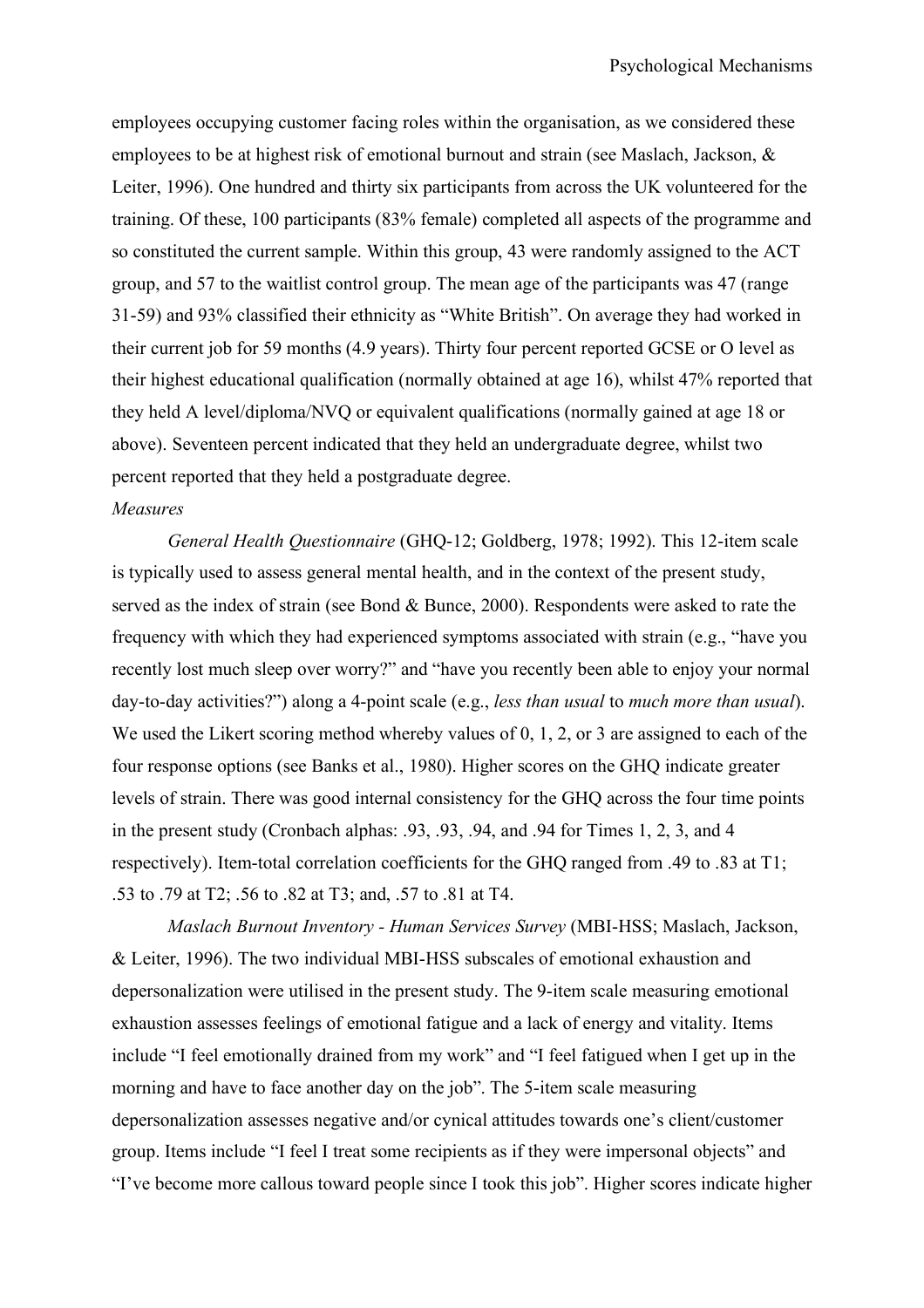employees occupying customer facing roles within the organisation, as we considered these employees to be at highest risk of emotional burnout and strain (see Maslach, Jackson, & Leiter, 1996). One hundred and thirty six participants from across the UK volunteered for the training. Of these, 100 participants (83% female) completed all aspects of the programme and so constituted the current sample. Within this group, 43 were randomly assigned to the ACT group, and 57 to the waitlist control group. The mean age of the participants was 47 (range 31-59) and 93% classified their ethnicity as "White British". On average they had worked in their current job for 59 months (4.9 years). Thirty four percent reported GCSE or O level as their highest educational qualification (normally obtained at age 16), whilst 47% reported that they held A level/diploma/NVQ or equivalent qualifications (normally gained at age 18 or above). Seventeen percent indicated that they held an undergraduate degree, whilst two percent reported that they held a postgraduate degree.

*Measures*

*General Health Questionnaire* (GHQ-12; Goldberg, 1978; 1992). This 12-item scale is typically used to assess general mental health, and in the context of the present study, served as the index of strain (see Bond & Bunce, 2000). Respondents were asked to rate the frequency with which they had experienced symptoms associated with strain (e.g., "have you recently lost much sleep over worry?" and "have you recently been able to enjoy your normal day-to-day activities?") along a 4-point scale (e.g., *less than usual* to *much more than usual*). We used the Likert scoring method whereby values of 0, 1, 2, or 3 are assigned to each of the four response options (see Banks et al., 1980). Higher scores on the GHQ indicate greater levels of strain. There was good internal consistency for the GHQ across the four time points in the present study (Cronbach alphas: .93, .93, .94, and .94 for Times 1, 2, 3, and 4 respectively). Item-total correlation coefficients for the GHQ ranged from .49 to .83 at T1; .53 to .79 at T2; .56 to .82 at T3; and, .57 to .81 at T4.

*Maslach Burnout Inventory - Human Services Survey* (MBI-HSS; Maslach, Jackson, & Leiter, 1996). The two individual MBI-HSS subscales of emotional exhaustion and depersonalization were utilised in the present study. The 9-item scale measuring emotional exhaustion assesses feelings of emotional fatigue and a lack of energy and vitality. Items include "I feel emotionally drained from my work" and "I feel fatigued when I get up in the morning and have to face another day on the job". The 5-item scale measuring depersonalization assesses negative and/or cynical attitudes towards one's client/customer group. Items include "I feel I treat some recipients as if they were impersonal objects" and "I've become more callous toward people since I took this job". Higher scores indicate higher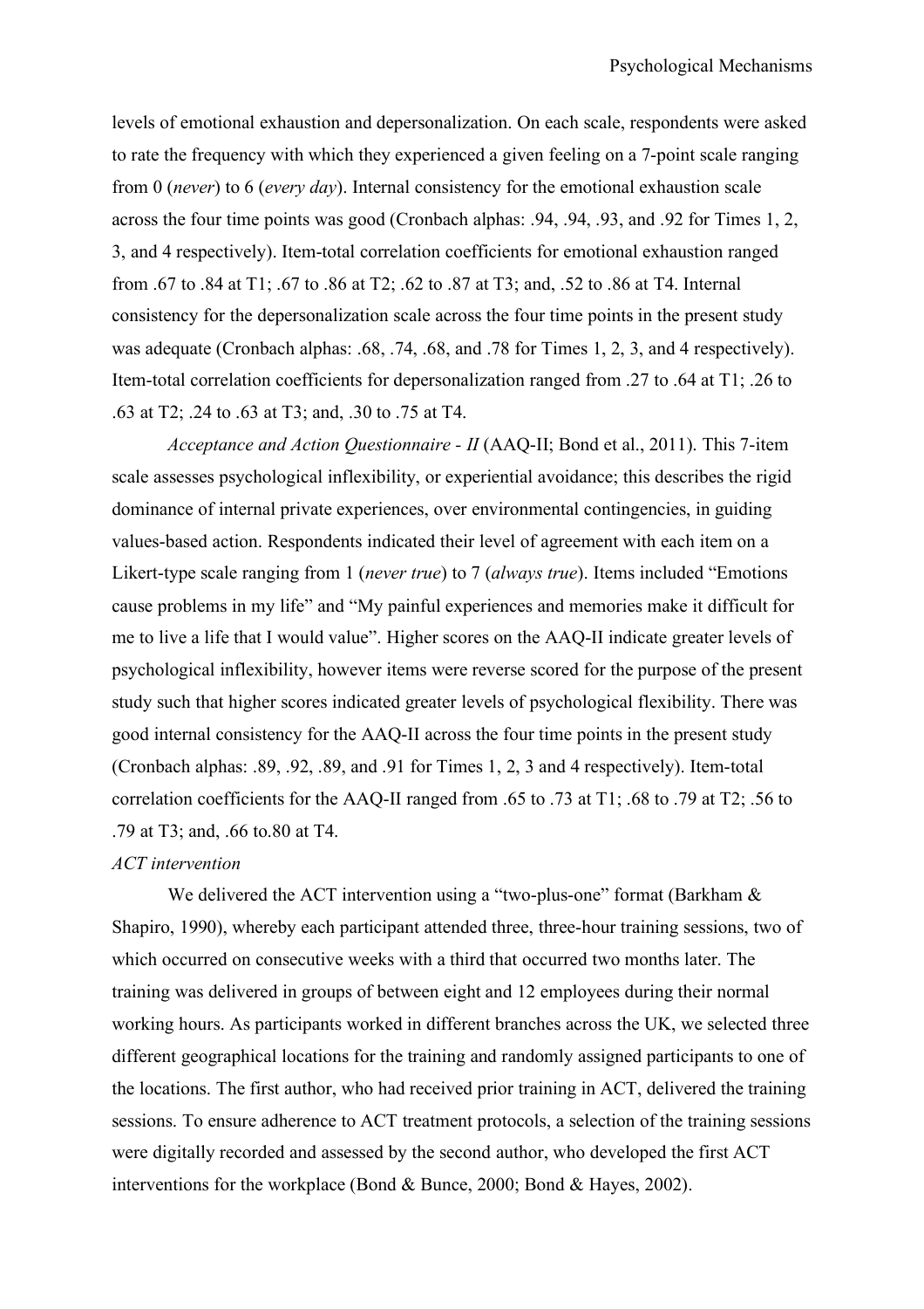levels of emotional exhaustion and depersonalization. On each scale, respondents were asked to rate the frequency with which they experienced a given feeling on a 7-point scale ranging from 0 (*never*) to 6 (*every day*). Internal consistency for the emotional exhaustion scale across the four time points was good (Cronbach alphas: .94, .94, .93, and .92 for Times 1, 2, 3, and 4 respectively). Item-total correlation coefficients for emotional exhaustion ranged from .67 to .84 at T1; .67 to .86 at T2; .62 to .87 at T3; and, .52 to .86 at T4. Internal consistency for the depersonalization scale across the four time points in the present study was adequate (Cronbach alphas: .68, .74, .68, and .78 for Times 1, 2, 3, and 4 respectively). Item-total correlation coefficients for depersonalization ranged from .27 to .64 at T1; .26 to .63 at T2; .24 to .63 at T3; and, .30 to .75 at T4.

*Acceptance and Action Questionnaire - II* (AAQ-II; Bond et al., 2011). This 7-item scale assesses psychological inflexibility, or experiential avoidance; this describes the rigid dominance of internal private experiences, over environmental contingencies, in guiding values-based action. Respondents indicated their level of agreement with each item on a Likert-type scale ranging from 1 (*never true*) to 7 (*always true*). Items included "Emotions cause problems in my life" and "My painful experiences and memories make it difficult for me to live a life that I would value". Higher scores on the AAQ-II indicate greater levels of psychological inflexibility, however items were reverse scored for the purpose of the present study such that higher scores indicated greater levels of psychological flexibility. There was good internal consistency for the AAQ-II across the four time points in the present study (Cronbach alphas: .89, .92, .89, and .91 for Times 1, 2, 3 and 4 respectively). Item-total correlation coefficients for the AAQ-II ranged from .65 to .73 at T1; .68 to .79 at T2; .56 to .79 at T3; and, .66 to.80 at T4.

*ACT intervention*

We delivered the ACT intervention using a "two-plus-one" format (Barkham & Shapiro, 1990), whereby each participant attended three, three-hour training sessions, two of which occurred on consecutive weeks with a third that occurred two months later. The training was delivered in groups of between eight and 12 employees during their normal working hours. As participants worked in different branches across the UK, we selected three different geographical locations for the training and randomly assigned participants to one of the locations. The first author, who had received prior training in ACT, delivered the training sessions. To ensure adherence to ACT treatment protocols, a selection of the training sessions were digitally recorded and assessed by the second author, who developed the first ACT interventions for the workplace (Bond & Bunce, 2000; Bond & Hayes, 2002).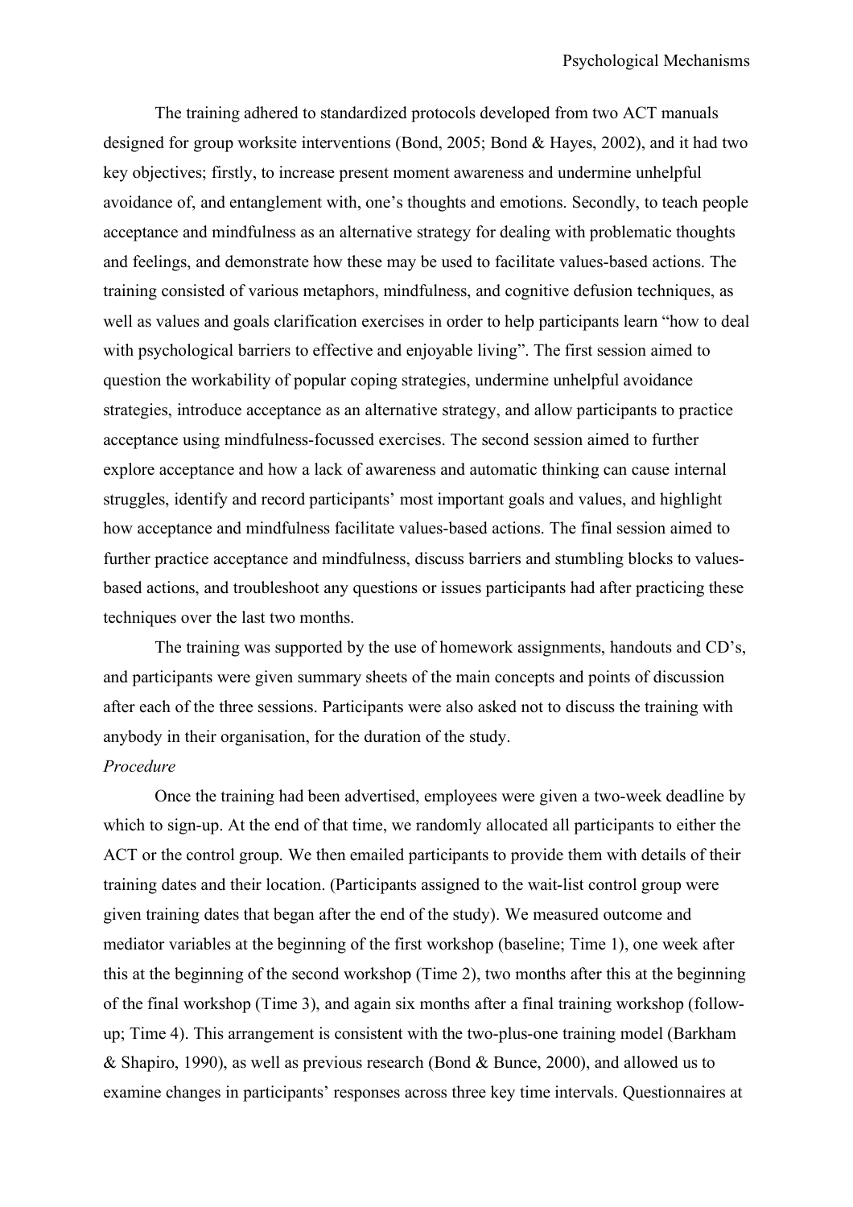The training adhered to standardized protocols developed from two ACT manuals designed for group worksite interventions (Bond, 2005; Bond & Hayes, 2002), and it had two key objectives; firstly, to increase present moment awareness and undermine unhelpful avoidance of, and entanglement with, one's thoughts and emotions. Secondly, to teach people acceptance and mindfulness as an alternative strategy for dealing with problematic thoughts and feelings, and demonstrate how these may be used to facilitate values-based actions. The training consisted of various metaphors, mindfulness, and cognitive defusion techniques, as well as values and goals clarification exercises in order to help participants learn "how to deal with psychological barriers to effective and enjoyable living". The first session aimed to question the workability of popular coping strategies, undermine unhelpful avoidance strategies, introduce acceptance as an alternative strategy, and allow participants to practice acceptance using mindfulness-focussed exercises. The second session aimed to further explore acceptance and how a lack of awareness and automatic thinking can cause internal struggles, identify and record participants' most important goals and values, and highlight how acceptance and mindfulness facilitate values-based actions. The final session aimed to further practice acceptance and mindfulness, discuss barriers and stumbling blocks to values-based actions, and troubleshoot any questions or issues participants had after practicing these techniques over the last two months.

The training was supported by the use of homework assignments, handouts and CD's, and participants were given summary sheets of the main concepts and points of discussion after each of the three sessions. Participants were also asked not to discuss the training with anybody in their organisation, for the duration of the study.

*Procedure*

Once the training had been advertised, employees were given a two-week deadline by which to sign-up. At the end of that time, we randomly allocated all participants to either the ACT or the control group. We then emailed participants to provide them with details of their training dates and their location. (Participants assigned to the wait-list control group were given training dates that began after the end of the study). We measured outcome and mediator variables at the beginning of the first workshop (baseline; Time 1), one week after this at the beginning of the second workshop (Time 2), two months after this at the beginning of the final workshop (Time 3), and again six months after a final training workshop (follow-up; Time 4). This arrangement is consistent with the two-plus-one training model (Barkham & Shapiro, 1990), as well as previous research (Bond & Bunce, 2000), and allowed us to examine changes in participants' responses across three key time intervals. Questionnaires at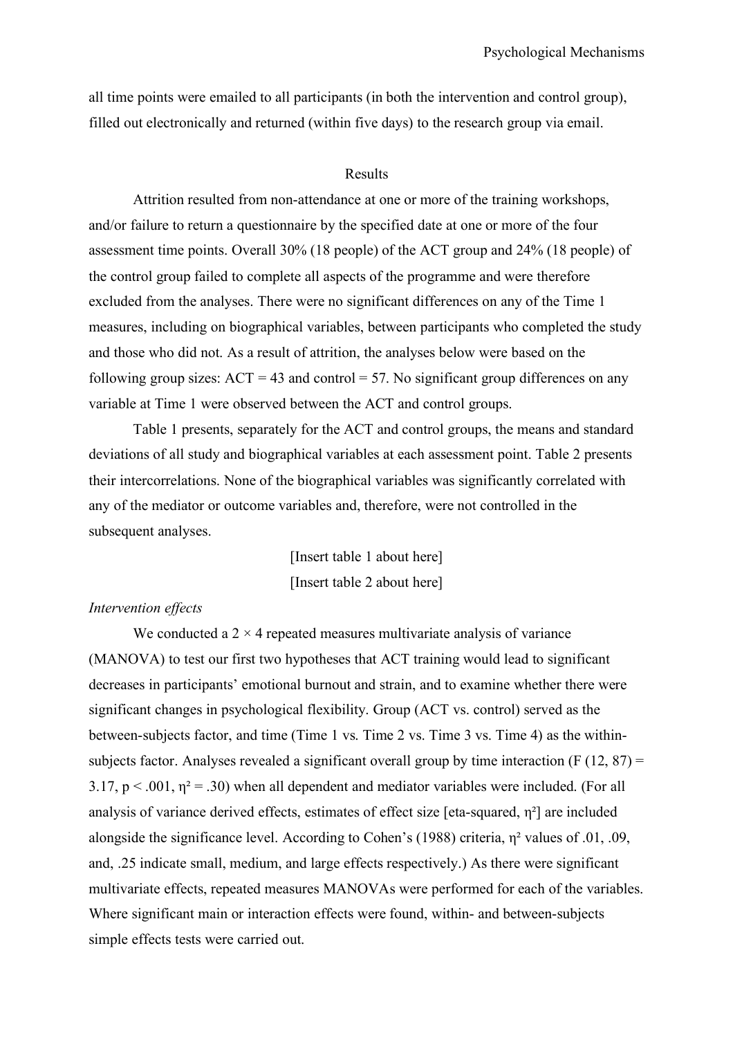all time points were emailed to all participants (in both the intervention and control group), filled out electronically and returned (within five days) to the research group via email.

## Results

Attrition resulted from non-attendance at one or more of the training workshops, and/or failure to return a questionnaire by the specified date at one or more of the four assessment time points. Overall 30% (18 people) of the ACT group and 24% (18 people) of the control group failed to complete all aspects of the programme and were therefore excluded from the analyses. There were no significant differences on any of the Time 1 measures, including on biographical variables, between participants who completed the study and those who did not. As a result of attrition, the analyses below were based on the following group sizes: ACT = 43 and control = 57. No significant group differences on any variable at Time 1 were observed between the ACT and control groups.

Table 1 presents, separately for the ACT and control groups, the means and standard deviations of all study and biographical variables at each assessment point. Table 2 presents their intercorrelations. None of the biographical variables was significantly correlated with any of the mediator or outcome variables and, therefore, were not controlled in the subsequent analyses.

[Insert table 1 about here]

[Insert table 2 about here]

### *Intervention effects*

We conducted a $2 \times 4$ repeated measures multivariate analysis of variance (MANOVA) to test our first two hypotheses that ACT training would lead to significant decreases in participants' emotional burnout and strain, and to examine whether there were significant changes in psychological flexibility. Group (ACT vs. control) served as the between-subjects factor, and time (Time 1 vs. Time 2 vs. Time 3 vs. Time 4) as the within-subjects factor. Analyses revealed a significant overall group by time interaction ($F(12, 87) = 3.17$, $p < .001$, $\eta^2 = .30$) when all dependent and mediator variables were included. (For all analysis of variance derived effects, estimates of effect size [eta-squared, $\eta^2$] are included alongside the significance level. According to Cohen's (1988) criteria, $\eta^2$ values of .01, .09, and, .25 indicate small, medium, and large effects respectively.) As there were significant multivariate effects, repeated measures MANOVAs were performed for each of the variables. Where significant main or interaction effects were found, within- and between-subjects simple effects tests were carried out.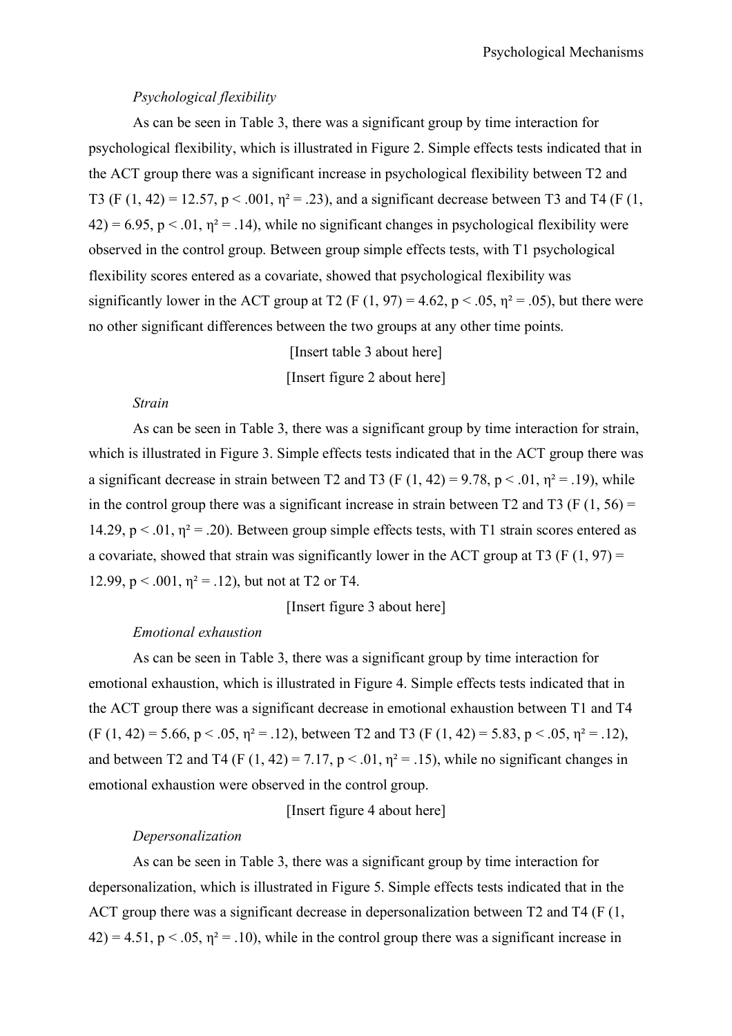*Psychological flexibility*

As can be seen in Table 3, there was a significant group by time interaction for psychological flexibility, which is illustrated in Figure 2. Simple effects tests indicated that in the ACT group there was a significant increase in psychological flexibility between T2 and T3 ($F(1, 42) = 12.57$, $p < .001$, $\eta^2 = .23$), and a significant decrease between T3 and T4 ($F(1, 42) = 6.95$, $p < .01$, $\eta^2 = .14$), while no significant changes in psychological flexibility were observed in the control group. Between group simple effects tests, with T1 psychological flexibility scores entered as a covariate, showed that psychological flexibility was significantly lower in the ACT group at T2 ($F(1, 97) = 4.62$, $p < .05$, $\eta^2 = .05$), but there were no other significant differences between the two groups at any other time points.

[Insert table 3 about here]

[Insert figure 2 about here]

*Strain*

As can be seen in Table 3, there was a significant group by time interaction for strain, which is illustrated in Figure 3. Simple effects tests indicated that in the ACT group there was a significant decrease in strain between T2 and T3 ($F(1, 42) = 9.78$, $p < .01$, $\eta^2 = .19$), while in the control group there was a significant increase in strain between T2 and T3 ($F(1, 56) = 14.29$, $p < .01$, $\eta^2 = .20$). Between group simple effects tests, with T1 strain scores entered as a covariate, showed that strain was significantly lower in the ACT group at T3 ($F(1, 97) = 12.99$, $p < .001$, $\eta^2 = .12$), but not at T2 or T4.

[Insert figure 3 about here]

*Emotional exhaustion*

As can be seen in Table 3, there was a significant group by time interaction for emotional exhaustion, which is illustrated in Figure 4. Simple effects tests indicated that in the ACT group there was a significant decrease in emotional exhaustion between T1 and T4 ($F(1, 42) = 5.66$, $p < .05$, $\eta^2 = .12$), between T2 and T3 ($F(1, 42) = 5.83$, $p < .05$, $\eta^2 = .12$), and between T2 and T4 ($F(1, 42) = 7.17$, $p < .01$, $\eta^2 = .15$), while no significant changes in emotional exhaustion were observed in the control group.

[Insert figure 4 about here]

*Depersonalization*

As can be seen in Table 3, there was a significant group by time interaction for depersonalization, which is illustrated in Figure 5. Simple effects tests indicated that in the ACT group there was a significant decrease in depersonalization between T2 and T4 ($F(1, 42) = 4.51$, $p < .05$, $\eta^2 = .10$), while in the control group there was a significant increase in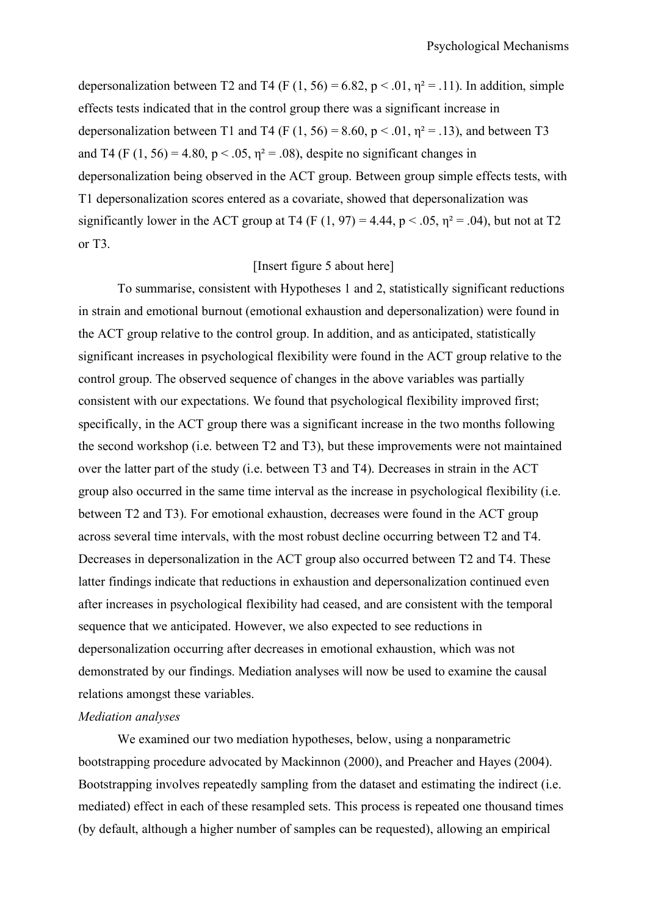depersonalization between T2 and T4 ($F(1, 56) = 6.82$, $p < .01$, $\eta^2 = .11$). In addition, simple effects tests indicated that in the control group there was a significant increase in depersonalization between T1 and T4 ($F(1, 56) = 8.60$, $p < .01$, $\eta^2 = .13$), and between T3 and T4 ($F(1, 56) = 4.80$, $p < .05$, $\eta^2 = .08$), despite no significant changes in depersonalization being observed in the ACT group. Between group simple effects tests, with T1 depersonalization scores entered as a covariate, showed that depersonalization was significantly lower in the ACT group at T4 ($F(1, 97) = 4.44$, $p < .05$, $\eta^2 = .04$), but not at T2 or T3.

[Insert figure 5 about here]

To summarise, consistent with Hypotheses 1 and 2, statistically significant reductions in strain and emotional burnout (emotional exhaustion and depersonalization) were found in the ACT group relative to the control group. In addition, and as anticipated, statistically significant increases in psychological flexibility were found in the ACT group relative to the control group. The observed sequence of changes in the above variables was partially consistent with our expectations. We found that psychological flexibility improved first; specifically, in the ACT group there was a significant increase in the two months following the second workshop (i.e. between T2 and T3), but these improvements were not maintained over the latter part of the study (i.e. between T3 and T4). Decreases in strain in the ACT group also occurred in the same time interval as the increase in psychological flexibility (i.e. between T2 and T3). For emotional exhaustion, decreases were found in the ACT group across several time intervals, with the most robust decline occurring between T2 and T4. Decreases in depersonalization in the ACT group also occurred between T2 and T4. These latter findings indicate that reductions in exhaustion and depersonalization continued even after increases in psychological flexibility had ceased, and are consistent with the temporal sequence that we anticipated. However, we also expected to see reductions in depersonalization occurring after decreases in emotional exhaustion, which was not demonstrated by our findings. Mediation analyses will now be used to examine the causal relations amongst these variables.

*Mediation analyses*

We examined our two mediation hypotheses, below, using a nonparametric bootstrapping procedure advocated by Mackinnon (2000), and Preacher and Hayes (2004). Bootstrapping involves repeatedly sampling from the dataset and estimating the indirect (i.e. mediated) effect in each of these resampled sets. This process is repeated one thousand times (by default, although a higher number of samples can be requested), allowing an empirical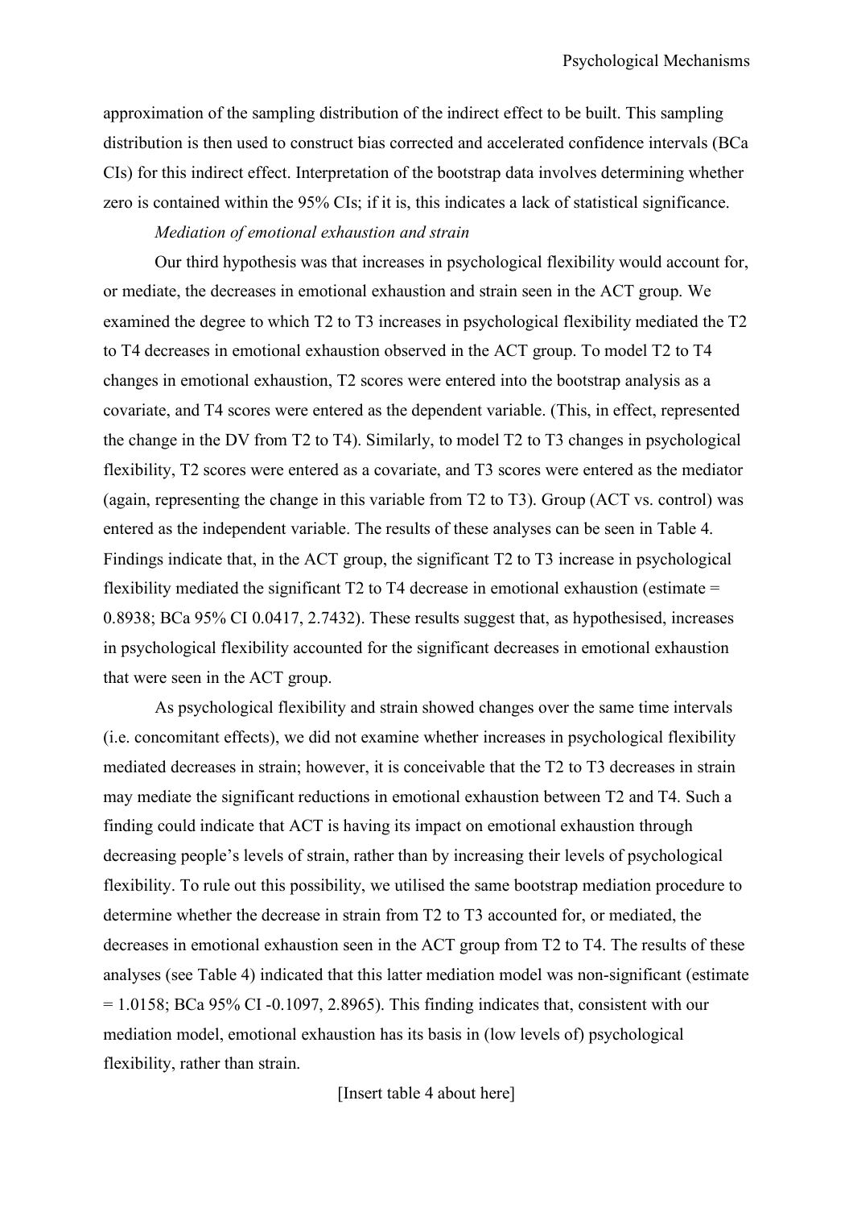approximation of the sampling distribution of the indirect effect to be built. This sampling distribution is then used to construct bias corrected and accelerated confidence intervals (BCa CIs) for this indirect effect. Interpretation of the bootstrap data involves determining whether zero is contained within the 95% CIs; if it is, this indicates a lack of statistical significance.

*Mediation of emotional exhaustion and strain*

Our third hypothesis was that increases in psychological flexibility would account for, or mediate, the decreases in emotional exhaustion and strain seen in the ACT group. We examined the degree to which T2 to T3 increases in psychological flexibility mediated the T2 to T4 decreases in emotional exhaustion observed in the ACT group. To model T2 to T4 changes in emotional exhaustion, T2 scores were entered into the bootstrap analysis as a covariate, and T4 scores were entered as the dependent variable. (This, in effect, represented the change in the DV from T2 to T4). Similarly, to model T2 to T3 changes in psychological flexibility, T2 scores were entered as a covariate, and T3 scores were entered as the mediator (again, representing the change in this variable from T2 to T3). Group (ACT vs. control) was entered as the independent variable. The results of these analyses can be seen in Table 4. Findings indicate that, in the ACT group, the significant T2 to T3 increase in psychological flexibility mediated the significant T2 to T4 decrease in emotional exhaustion (estimate = 0.8938; BCa 95% CI 0.0417, 2.7432). These results suggest that, as hypothesised, increases in psychological flexibility accounted for the significant decreases in emotional exhaustion that were seen in the ACT group.

As psychological flexibility and strain showed changes over the same time intervals (i.e. concomitant effects), we did not examine whether increases in psychological flexibility mediated decreases in strain; however, it is conceivable that the T2 to T3 decreases in strain may mediate the significant reductions in emotional exhaustion between T2 and T4. Such a finding could indicate that ACT is having its impact on emotional exhaustion through decreasing people's levels of strain, rather than by increasing their levels of psychological flexibility. To rule out this possibility, we utilised the same bootstrap mediation procedure to determine whether the decrease in strain from T2 to T3 accounted for, or mediated, the decreases in emotional exhaustion seen in the ACT group from T2 to T4. The results of these analyses (see Table 4) indicated that this latter mediation model was non-significant (estimate = 1.0158; BCa 95% CI -0.1097, 2.8965). This finding indicates that, consistent with our mediation model, emotional exhaustion has its basis in (low levels of) psychological flexibility, rather than strain.

[Insert table 4 about here]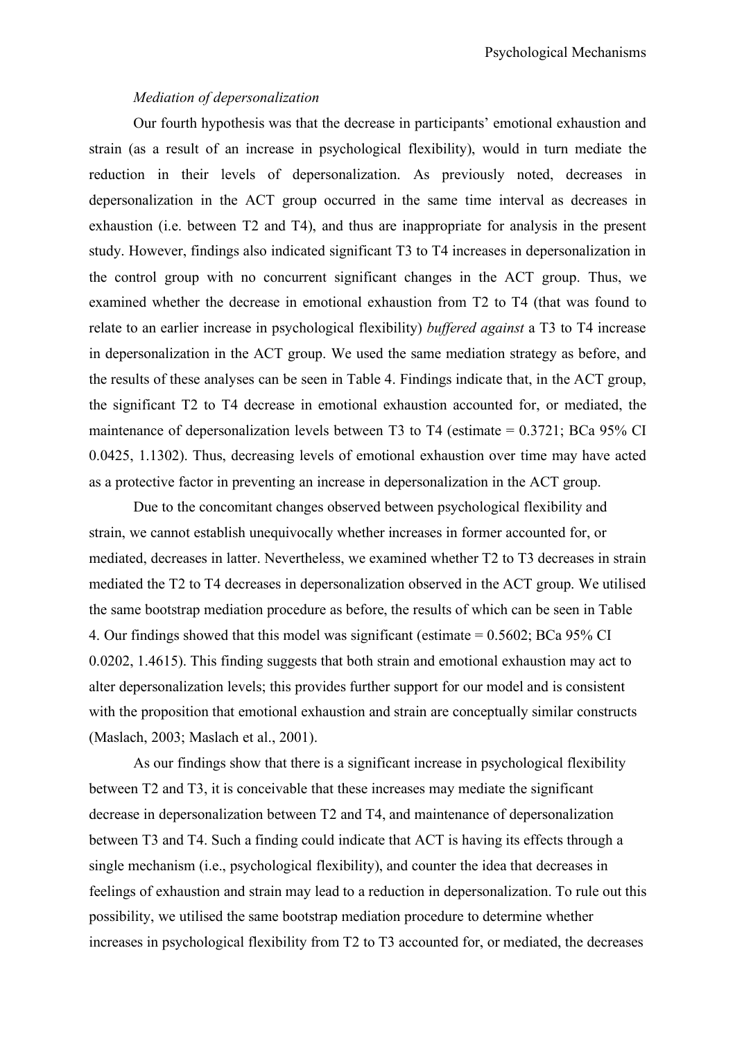*Mediation of depersonalization*

Our fourth hypothesis was that the decrease in participants' emotional exhaustion and strain (as a result of an increase in psychological flexibility), would in turn mediate the reduction in their levels of depersonalization. As previously noted, decreases in depersonalization in the ACT group occurred in the same time interval as decreases in exhaustion (i.e. between T2 and T4), and thus are inappropriate for analysis in the present study. However, findings also indicated significant T3 to T4 increases in depersonalization in the control group with no concurrent significant changes in the ACT group. Thus, we examined whether the decrease in emotional exhaustion from T2 to T4 (that was found to relate to an earlier increase in psychological flexibility) *buffered against* a T3 to T4 increase in depersonalization in the ACT group. We used the same mediation strategy as before, and the results of these analyses can be seen in Table 4. Findings indicate that, in the ACT group, the significant T2 to T4 decrease in emotional exhaustion accounted for, or mediated, the maintenance of depersonalization levels between T3 to T4 (estimate = 0.3721; BCa 95% CI 0.0425, 1.1302). Thus, decreasing levels of emotional exhaustion over time may have acted as a protective factor in preventing an increase in depersonalization in the ACT group.

Due to the concomitant changes observed between psychological flexibility and strain, we cannot establish unequivocally whether increases in former accounted for, or mediated, decreases in latter. Nevertheless, we examined whether T2 to T3 decreases in strain mediated the T2 to T4 decreases in depersonalization observed in the ACT group. We utilised the same bootstrap mediation procedure as before, the results of which can be seen in Table 4. Our findings showed that this model was significant (estimate = 0.5602; BCa 95% CI 0.0202, 1.4615). This finding suggests that both strain and emotional exhaustion may act to alter depersonalization levels; this provides further support for our model and is consistent with the proposition that emotional exhaustion and strain are conceptually similar constructs (Maslach, 2003; Maslach et al., 2001).

As our findings show that there is a significant increase in psychological flexibility between T2 and T3, it is conceivable that these increases may mediate the significant decrease in depersonalization between T2 and T4, and maintenance of depersonalization between T3 and T4. Such a finding could indicate that ACT is having its effects through a single mechanism (i.e., psychological flexibility), and counter the idea that decreases in feelings of exhaustion and strain may lead to a reduction in depersonalization. To rule out this possibility, we utilised the same bootstrap mediation procedure to determine whether increases in psychological flexibility from T2 to T3 accounted for, or mediated, the decreases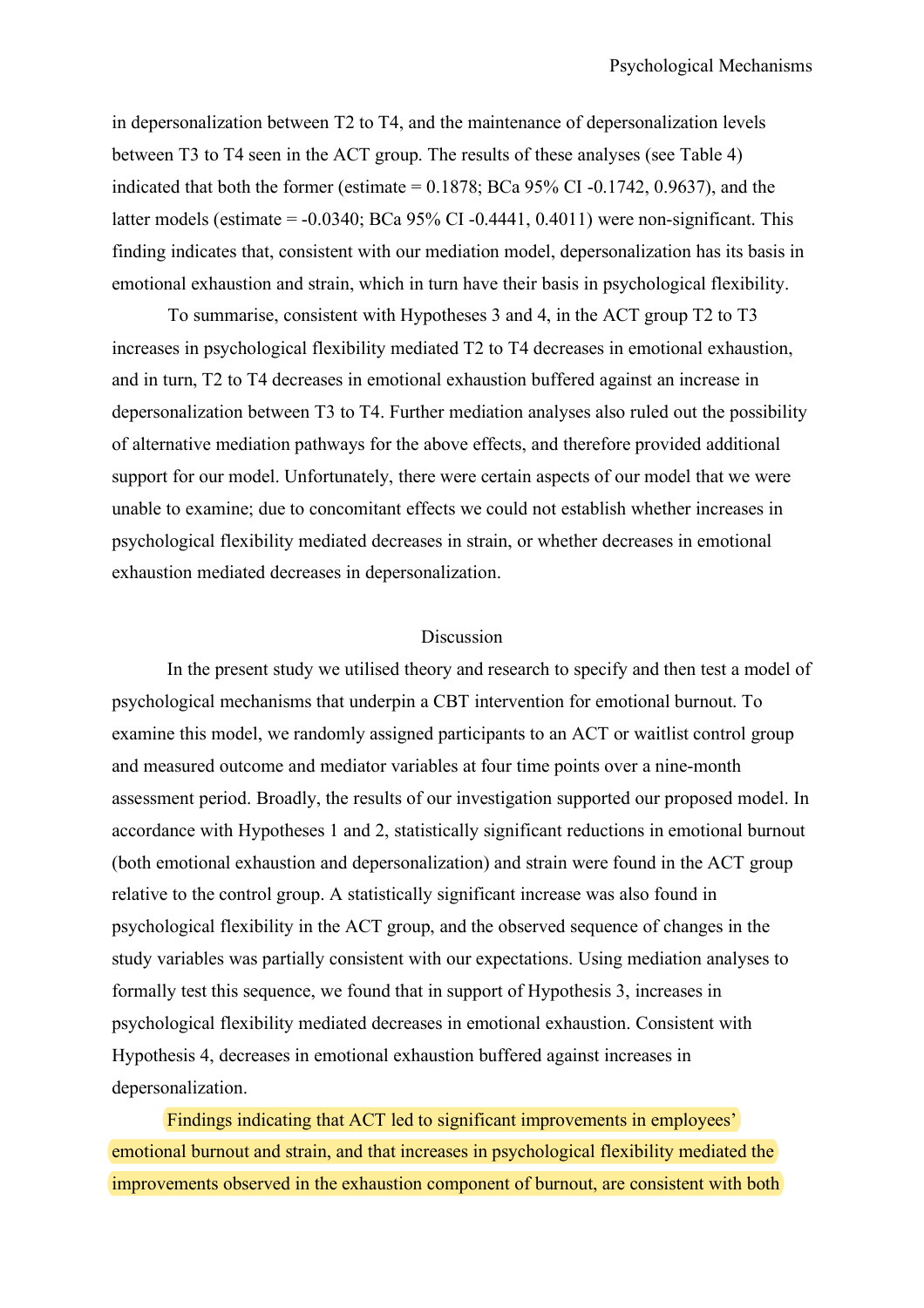in depersonalization between T2 to T4, and the maintenance of depersonalization levels between T3 to T4 seen in the ACT group. The results of these analyses (see Table 4) indicated that both the former (estimate = 0.1878; BCa 95% CI -0.1742, 0.9637), and the latter models (estimate = -0.0340; BCa 95% CI -0.4441, 0.4011) were non-significant. This finding indicates that, consistent with our mediation model, depersonalization has its basis in emotional exhaustion and strain, which in turn have their basis in psychological flexibility.

To summarise, consistent with Hypotheses 3 and 4, in the ACT group T2 to T3 increases in psychological flexibility mediated T2 to T4 decreases in emotional exhaustion, and in turn, T2 to T4 decreases in emotional exhaustion buffered against an increase in depersonalization between T3 to T4. Further mediation analyses also ruled out the possibility of alternative mediation pathways for the above effects, and therefore provided additional support for our model. Unfortunately, there were certain aspects of our model that we were unable to examine; due to concomitant effects we could not establish whether increases in psychological flexibility mediated decreases in strain, or whether decreases in emotional exhaustion mediated decreases in depersonalization.

## Discussion

In the present study we utilised theory and research to specify and then test a model of psychological mechanisms that underpin a CBT intervention for emotional burnout. To examine this model, we randomly assigned participants to an ACT or waitlist control group and measured outcome and mediator variables at four time points over a nine-month assessment period. Broadly, the results of our investigation supported our proposed model. In accordance with Hypotheses 1 and 2, statistically significant reductions in emotional burnout (both emotional exhaustion and depersonalization) and strain were found in the ACT group relative to the control group. A statistically significant increase was also found in psychological flexibility in the ACT group, and the observed sequence of changes in the study variables was partially consistent with our expectations. Using mediation analyses to formally test this sequence, we found that in support of Hypothesis 3, increases in psychological flexibility mediated decreases in emotional exhaustion. Consistent with Hypothesis 4, decreases in emotional exhaustion buffered against increases in depersonalization.

Findings indicating that ACT led to significant improvements in employees' emotional burnout and strain, and that increases in psychological flexibility mediated the improvements observed in the exhaustion component of burnout, are consistent with both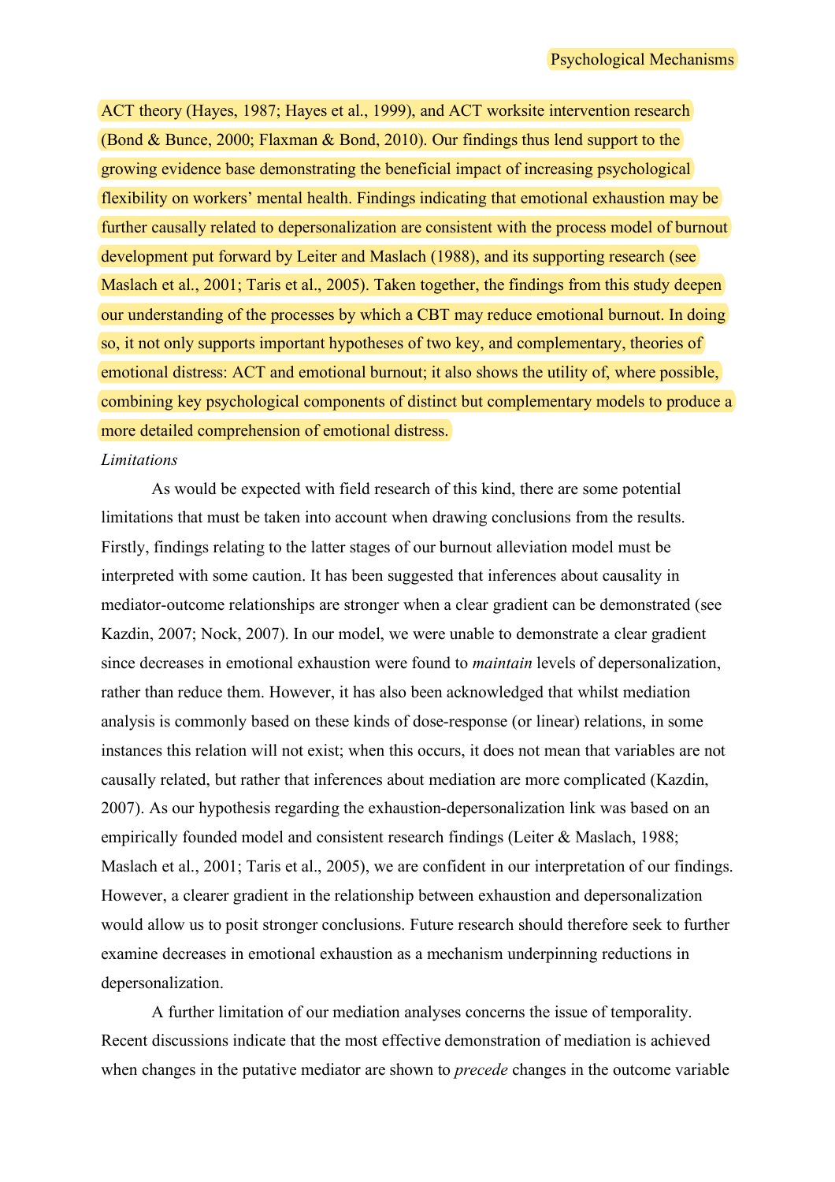ACT theory (Hayes, 1987; Hayes et al., 1999), and ACT worksite intervention research (Bond & Bunce, 2000; Flaxman & Bond, 2010). Our findings thus lend support to the growing evidence base demonstrating the beneficial impact of increasing psychological flexibility on workers' mental health. Findings indicating that emotional exhaustion may be further causally related to depersonalization are consistent with the process model of burnout development put forward by Leiter and Maslach (1988), and its supporting research (see Maslach et al., 2001; Taris et al., 2005). Taken together, the findings from this study deepen our understanding of the processes by which a CBT may reduce emotional burnout. In doing so, it not only supports important hypotheses of two key, and complementary, theories of emotional distress: ACT and emotional burnout; it also shows the utility of, where possible, combining key psychological components of distinct but complementary models to produce a more detailed comprehension of emotional distress.

*Limitations*

As would be expected with field research of this kind, there are some potential limitations that must be taken into account when drawing conclusions from the results. Firstly, findings relating to the latter stages of our burnout alleviation model must be interpreted with some caution. It has been suggested that inferences about causality in mediator-outcome relationships are stronger when a clear gradient can be demonstrated (see Kazdin, 2007; Nock, 2007). In our model, we were unable to demonstrate a clear gradient since decreases in emotional exhaustion were found to *maintain* levels of depersonalization, rather than reduce them. However, it has also been acknowledged that whilst mediation analysis is commonly based on these kinds of dose-response (or linear) relations, in some instances this relation will not exist; when this occurs, it does not mean that variables are not causally related, but rather that inferences about mediation are more complicated (Kazdin, 2007). As our hypothesis regarding the exhaustion-depersonalization link was based on an empirically founded model and consistent research findings (Leiter & Maslach, 1988; Maslach et al., 2001; Taris et al., 2005), we are confident in our interpretation of our findings. However, a clearer gradient in the relationship between exhaustion and depersonalization would allow us to posit stronger conclusions. Future research should therefore seek to further examine decreases in emotional exhaustion as a mechanism underpinning reductions in depersonalization.

A further limitation of our mediation analyses concerns the issue of temporality. Recent discussions indicate that the most effective demonstration of mediation is achieved when changes in the putative mediator are shown to *precede* changes in the outcome variable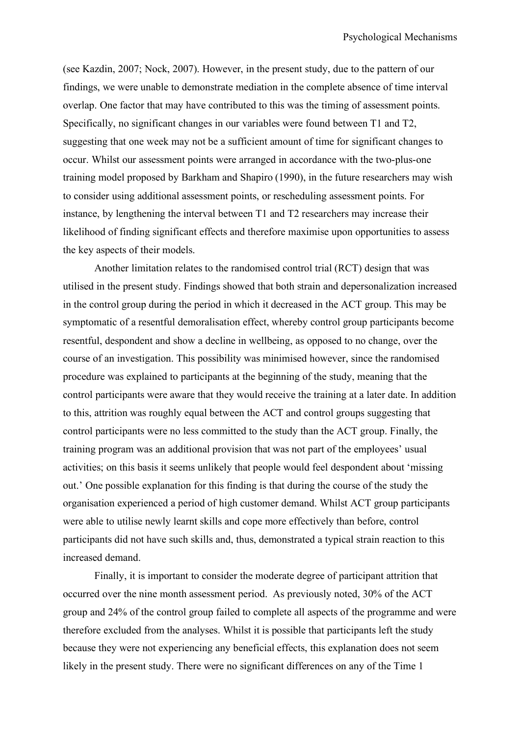(see Kazdin, 2007; Nock, 2007). However, in the present study, due to the pattern of our findings, we were unable to demonstrate mediation in the complete absence of time interval overlap. One factor that may have contributed to this was the timing of assessment points. Specifically, no significant changes in our variables were found between T1 and T2, suggesting that one week may not be a sufficient amount of time for significant changes to occur. Whilst our assessment points were arranged in accordance with the two-plus-one training model proposed by Barkham and Shapiro (1990), in the future researchers may wish to consider using additional assessment points, or rescheduling assessment points. For instance, by lengthening the interval between T1 and T2 researchers may increase their likelihood of finding significant effects and therefore maximise upon opportunities to assess the key aspects of their models.

Another limitation relates to the randomised control trial (RCT) design that was utilised in the present study. Findings showed that both strain and depersonalization increased in the control group during the period in which it decreased in the ACT group. This may be symptomatic of a resentful demoralisation effect, whereby control group participants become resentful, despondent and show a decline in wellbeing, as opposed to no change, over the course of an investigation. This possibility was minimised however, since the randomised procedure was explained to participants at the beginning of the study, meaning that the control participants were aware that they would receive the training at a later date. In addition to this, attrition was roughly equal between the ACT and control groups suggesting that control participants were no less committed to the study than the ACT group. Finally, the training program was an additional provision that was not part of the employees' usual activities; on this basis it seems unlikely that people would feel despondent about 'missing out.' One possible explanation for this finding is that during the course of the study the organisation experienced a period of high customer demand. Whilst ACT group participants were able to utilise newly learnt skills and cope more effectively than before, control participants did not have such skills and, thus, demonstrated a typical strain reaction to this increased demand.

Finally, it is important to consider the moderate degree of participant attrition that occurred over the nine month assessment period. As previously noted, 30% of the ACT group and 24% of the control group failed to complete all aspects of the programme and were therefore excluded from the analyses. Whilst it is possible that participants left the study because they were not experiencing any beneficial effects, this explanation does not seem likely in the present study. There were no significant differences on any of the Time 1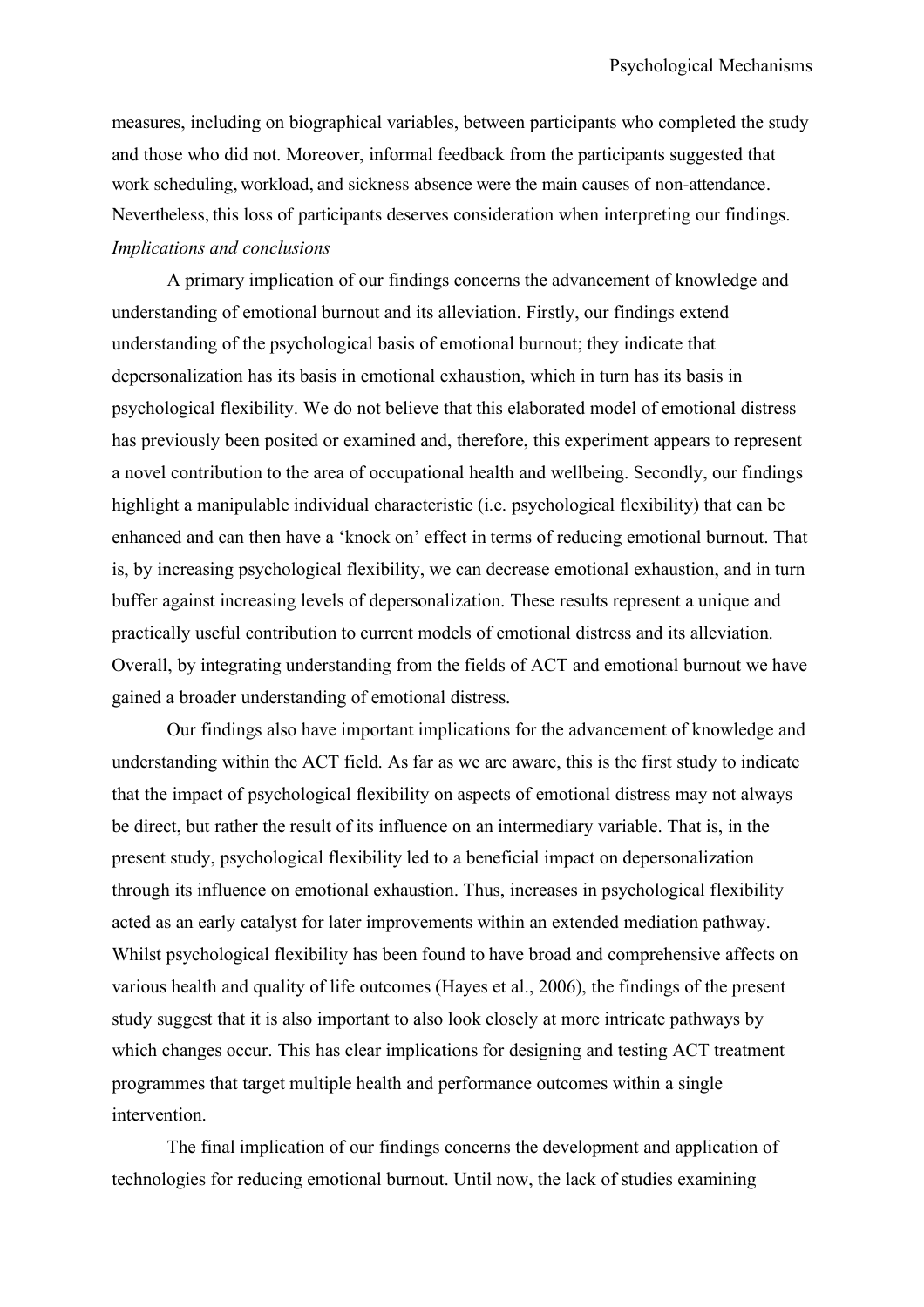measures, including on biographical variables, between participants who completed the study and those who did not. Moreover, informal feedback from the participants suggested that work scheduling, workload, and sickness absence were the main causes of non-attendance. Nevertheless, this loss of participants deserves consideration when interpreting our findings.

*Implications and conclusions*

A primary implication of our findings concerns the advancement of knowledge and understanding of emotional burnout and its alleviation. Firstly, our findings extend understanding of the psychological basis of emotional burnout; they indicate that depersonalization has its basis in emotional exhaustion, which in turn has its basis in psychological flexibility. We do not believe that this elaborated model of emotional distress has previously been posited or examined and, therefore, this experiment appears to represent a novel contribution to the area of occupational health and wellbeing. Secondly, our findings highlight a manipulable individual characteristic (i.e. psychological flexibility) that can be enhanced and can then have a 'knock on' effect in terms of reducing emotional burnout. That is, by increasing psychological flexibility, we can decrease emotional exhaustion, and in turn buffer against increasing levels of depersonalization. These results represent a unique and practically useful contribution to current models of emotional distress and its alleviation. Overall, by integrating understanding from the fields of ACT and emotional burnout we have gained a broader understanding of emotional distress.

Our findings also have important implications for the advancement of knowledge and understanding within the ACT field. As far as we are aware, this is the first study to indicate that the impact of psychological flexibility on aspects of emotional distress may not always be direct, but rather the result of its influence on an intermediary variable. That is, in the present study, psychological flexibility led to a beneficial impact on depersonalization through its influence on emotional exhaustion. Thus, increases in psychological flexibility acted as an early catalyst for later improvements within an extended mediation pathway. Whilst psychological flexibility has been found to have broad and comprehensive affects on various health and quality of life outcomes (Hayes et al., 2006), the findings of the present study suggest that it is also important to also look closely at more intricate pathways by which changes occur. This has clear implications for designing and testing ACT treatment programmes that target multiple health and performance outcomes within a single intervention.

The final implication of our findings concerns the development and application of technologies for reducing emotional burnout. Until now, the lack of studies examining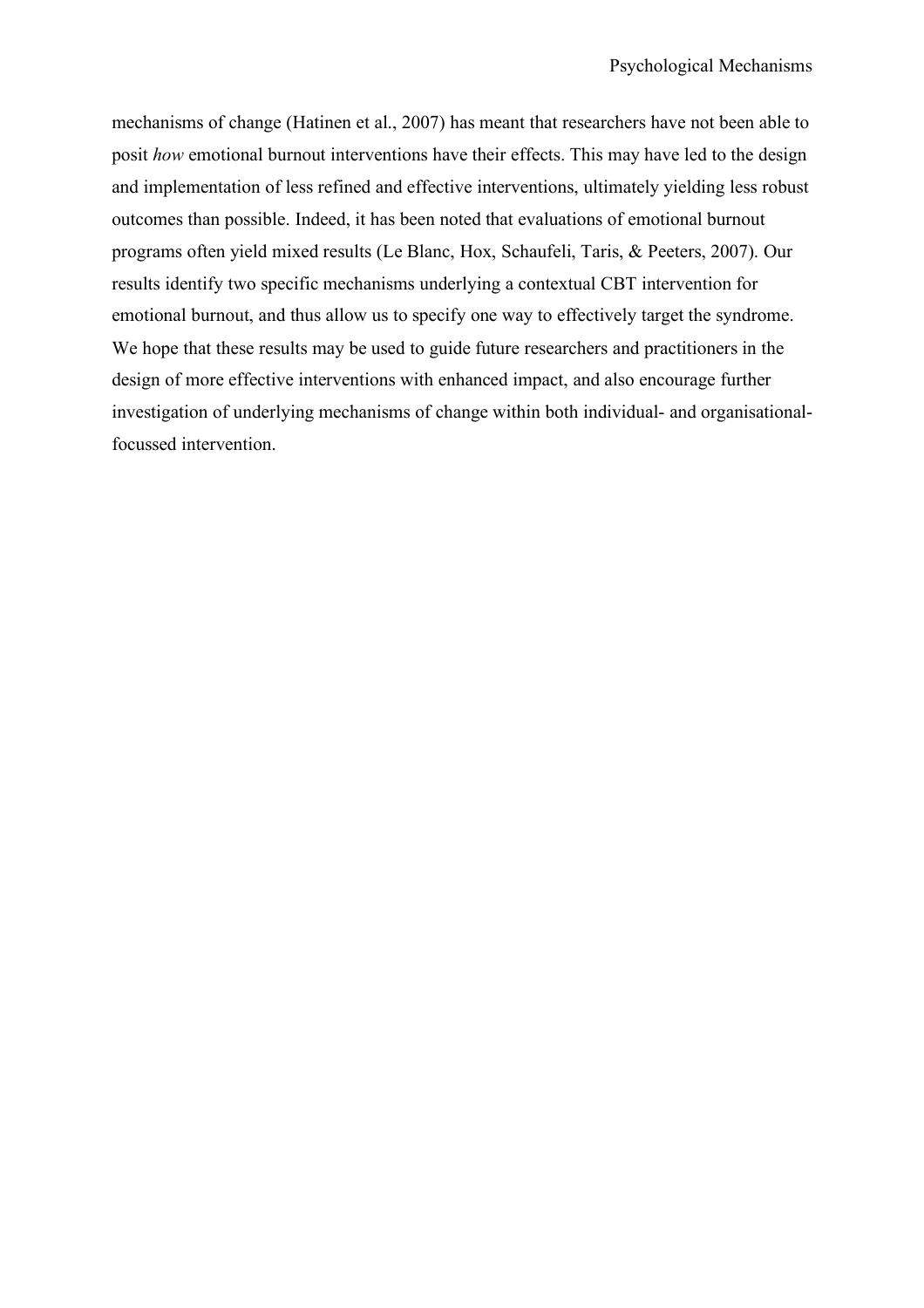mechanisms of change (Hatinen et al., 2007) has meant that researchers have not been able to posit *how* emotional burnout interventions have their effects. This may have led to the design and implementation of less refined and effective interventions, ultimately yielding less robust outcomes than possible. Indeed, it has been noted that evaluations of emotional burnout programs often yield mixed results (Le Blanc, Hox, Schaufeli, Taris, & Peeters, 2007). Our results identify two specific mechanisms underlying a contextual CBT intervention for emotional burnout, and thus allow us to specify one way to effectively target the syndrome. We hope that these results may be used to guide future researchers and practitioners in the design of more effective interventions with enhanced impact, and also encourage further investigation of underlying mechanisms of change within both individual- and organisational-focussed intervention.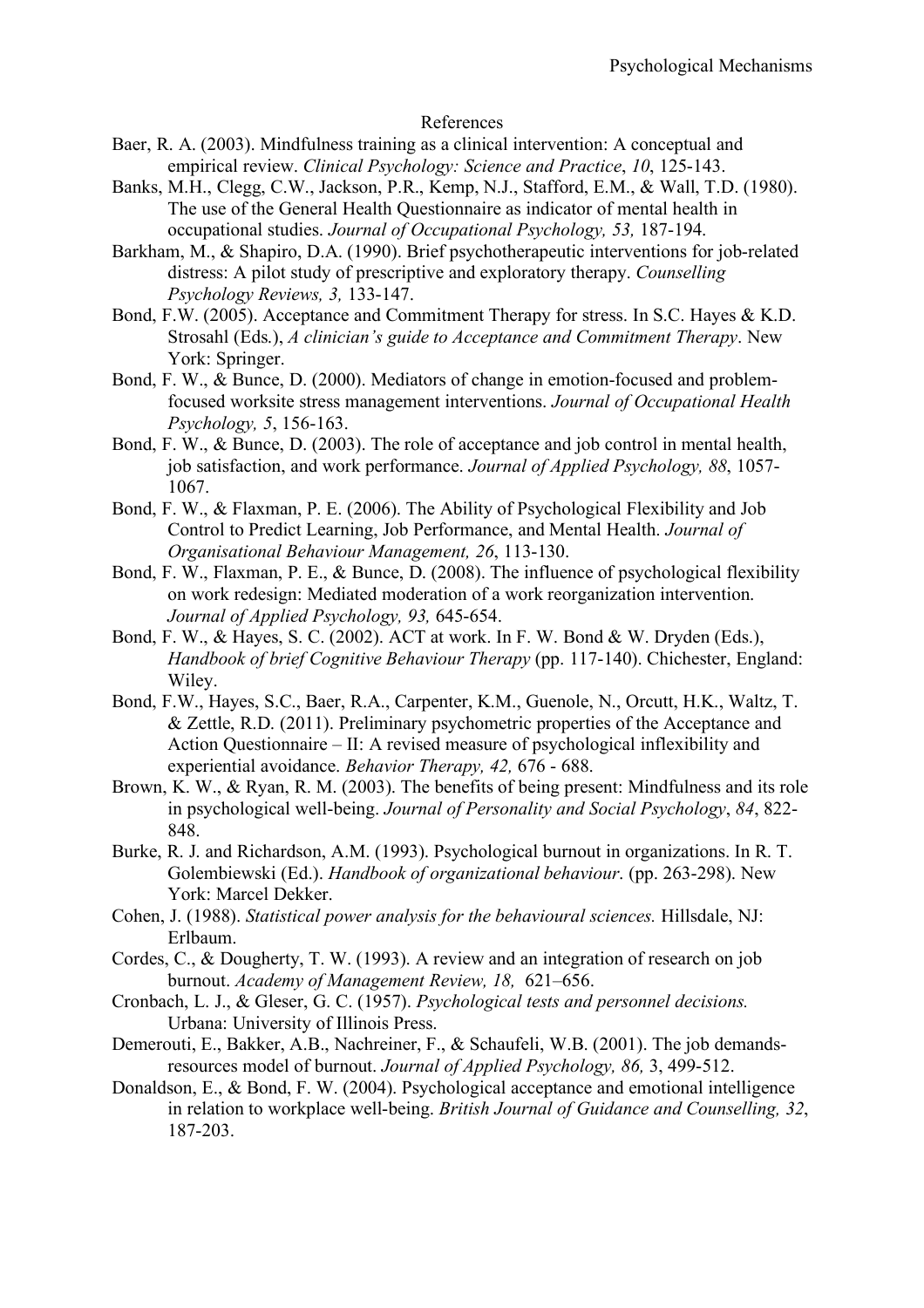## References

Baer, R. A. (2003). Mindfulness training as a clinical intervention: A conceptual and empirical review. *Clinical Psychology: Science and Practice*, *10*, 125-143.

Banks, M.H., Clegg, C.W., Jackson, P.R., Kemp, N.J., Stafford, E.M., & Wall, T.D. (1980). The use of the General Health Questionnaire as indicator of mental health in occupational studies. *Journal of Occupational Psychology, 53,* 187-194.

Barkham, M., & Shapiro, D.A. (1990). Brief psychotherapeutic interventions for job-related distress: A pilot study of prescriptive and exploratory therapy. *Counselling Psychology Reviews, 3,* 133-147.

Bond, F.W. (2005). Acceptance and Commitment Therapy for stress. In S.C. Hayes & K.D. Strosahl (Eds.), *A clinician's guide to Acceptance and Commitment Therapy*. New York: Springer.

Bond, F. W., & Bunce, D. (2000). Mediators of change in emotion-focused and problem-focused worksite stress management interventions. *Journal of Occupational Health Psychology, 5*, 156-163.

Bond, F. W., & Bunce, D. (2003). The role of acceptance and job control in mental health, job satisfaction, and work performance. *Journal of Applied Psychology, 88*, 1057-1067.

Bond, F. W., & Flaxman, P. E. (2006). The Ability of Psychological Flexibility and Job Control to Predict Learning, Job Performance, and Mental Health. *Journal of Organisational Behaviour Management, 26*, 113-130.

Bond, F. W., Flaxman, P. E., & Bunce, D. (2008). The influence of psychological flexibility on work redesign: Mediated moderation of a work reorganization intervention. *Journal of Applied Psychology, 93,* 645-654.

Bond, F. W., & Hayes, S. C. (2002). ACT at work. In F. W. Bond & W. Dryden (Eds.), *Handbook of brief Cognitive Behaviour Therapy* (pp. 117-140). Chichester, England: Wiley.

Bond, F.W., Hayes, S.C., Baer, R.A., Carpenter, K.M., Guenole, N., Orcutt, H.K., Waltz, T. & Zettle, R.D. (2011). Preliminary psychometric properties of the Acceptance and Action Questionnaire – II: A revised measure of psychological inflexibility and experiential avoidance. *Behavior Therapy, 42,* 676 - 688.

Brown, K. W., & Ryan, R. M. (2003). The benefits of being present: Mindfulness and its role in psychological well-being. *Journal of Personality and Social Psychology*, *84*, 822-848.

Burke, R. J. and Richardson, A.M. (1993). Psychological burnout in organizations. In R. T. Golembiewski (Ed.). *Handbook of organizational behaviour*. (pp. 263-298). New York: Marcel Dekker.

Cohen, J. (1988). *Statistical power analysis for the behavioural sciences.* Hillsdale, NJ: Erlbaum.

Cordes, C., & Dougherty, T. W. (1993). A review and an integration of research on job burnout. *Academy of Management Review, 18,* 621–656.

Cronbach, L. J., & Gleser, G. C. (1957). *Psychological tests and personnel decisions.* Urbana: University of Illinois Press.

Demerouti, E., Bakker, A.B., Nachreiner, F., & Schaufeli, W.B. (2001). The job demands-resources model of burnout. *Journal of Applied Psychology, 86,* 3, 499-512.

Donaldson, E., & Bond, F. W. (2004). Psychological acceptance and emotional intelligence in relation to workplace well-being. *British Journal of Guidance and Counselling, 32*, 187-203.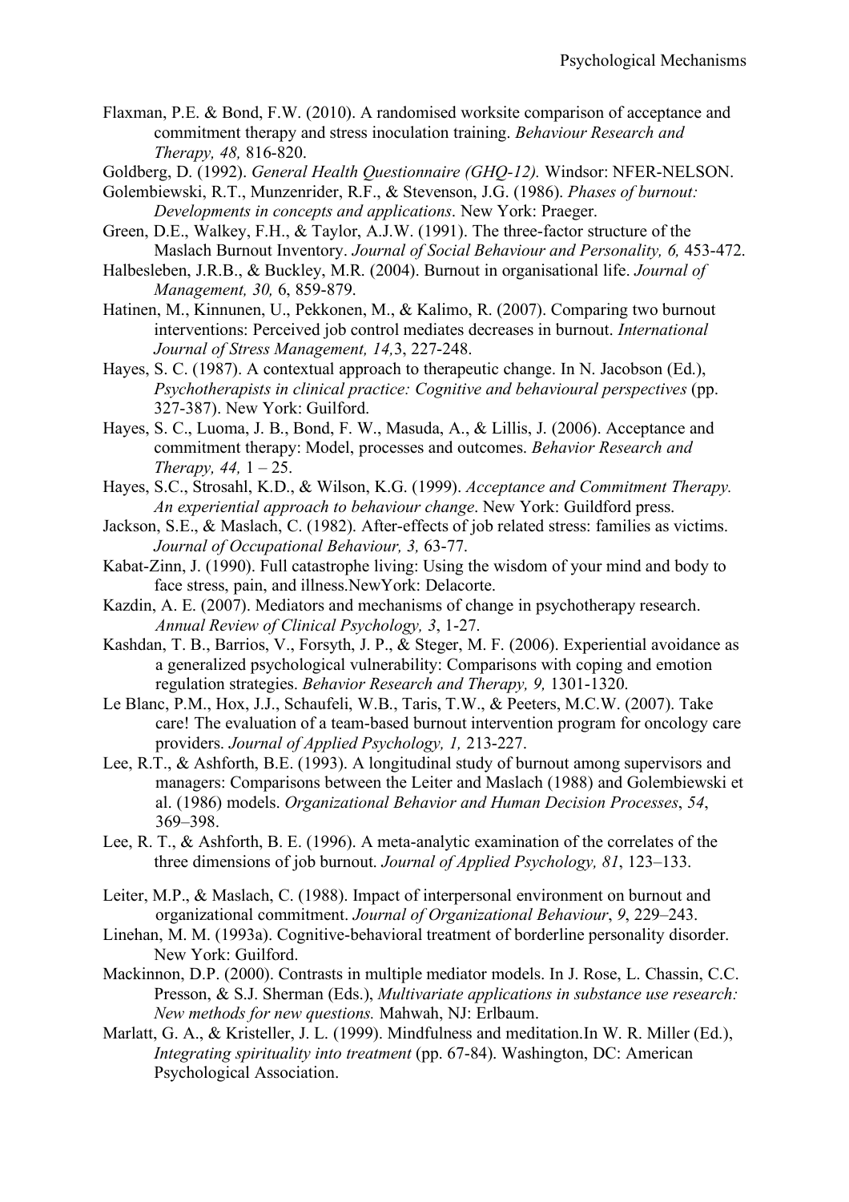Flaxman, P.E. & Bond, F.W. (2010). A randomised worksite comparison of acceptance and commitment therapy and stress inoculation training. *Behaviour Research and Therapy, 48,* 816-820.

Goldberg, D. (1992). *General Health Questionnaire (GHQ-12).* Windsor: NFER-NELSON.

Golembiewski, R.T., Munzenrider, R.F., & Stevenson, J.G. (1986). *Phases of burnout: Developments in concepts and applications*. New York: Praeger.

Green, D.E., Walkey, F.H., & Taylor, A.J.W. (1991). The three-factor structure of the Maslach Burnout Inventory. *Journal of Social Behaviour and Personality, 6,* 453-472.

Halbesleben, J.R.B., & Buckley, M.R. (2004). Burnout in organisational life. *Journal of Management, 30,* 6, 859-879.

Hatinen, M., Kinnunen, U., Pekkonen, M., & Kalimo, R. (2007). Comparing two burnout interventions: Perceived job control mediates decreases in burnout. *International Journal of Stress Management, 14,*3, 227-248.

Hayes, S. C. (1987). A contextual approach to therapeutic change. In N. Jacobson (Ed.), *Psychotherapists in clinical practice: Cognitive and behavioural perspectives* (pp. 327-387). New York: Guilford.

Hayes, S. C., Luoma, J. B., Bond, F. W., Masuda, A., & Lillis, J. (2006). Acceptance and commitment therapy: Model, processes and outcomes. *Behavior Research and Therapy, 44,* 1 – 25.

Hayes, S.C., Strosahl, K.D., & Wilson, K.G. (1999). *Acceptance and Commitment Therapy. An experiential approach to behaviour change*. New York: Guildford press.

Jackson, S.E., & Maslach, C. (1982). After-effects of job related stress: families as victims. *Journal of Occupational Behaviour, 3,* 63-77.

Kabat-Zinn, J. (1990). Full catastrophe living: Using the wisdom of your mind and body to face stress, pain, and illness.NewYork: Delacorte.

Kazdin, A. E. (2007). Mediators and mechanisms of change in psychotherapy research. *Annual Review of Clinical Psychology, 3*, 1-27.

Kashdan, T. B., Barrios, V., Forsyth, J. P., & Steger, M. F. (2006). Experiential avoidance as a generalized psychological vulnerability: Comparisons with coping and emotion regulation strategies. *Behavior Research and Therapy, 9,* 1301-1320.

Le Blanc, P.M., Hox, J.J., Schaufeli, W.B., Taris, T.W., & Peeters, M.C.W. (2007). Take care! The evaluation of a team-based burnout intervention program for oncology care providers. *Journal of Applied Psychology, 1,* 213-227.

Lee, R.T., & Ashforth, B.E. (1993). A longitudinal study of burnout among supervisors and managers: Comparisons between the Leiter and Maslach (1988) and Golembiewski et al. (1986) models. *Organizational Behavior and Human Decision Processes*, *54*, 369–398.

Lee, R. T., & Ashforth, B. E. (1996). A meta-analytic examination of the correlates of the three dimensions of job burnout. *Journal of Applied Psychology, 81*, 123–133.

Leiter, M.P., & Maslach, C. (1988). Impact of interpersonal environment on burnout and organizational commitment. *Journal of Organizational Behaviour*, *9*, 229–243.

Linehan, M. M. (1993a). Cognitive-behavioral treatment of borderline personality disorder. New York: Guilford.

Mackinnon, D.P. (2000). Contrasts in multiple mediator models. In J. Rose, L. Chassin, C.C. Presson, & S.J. Sherman (Eds.), *Multivariate applications in substance use research: New methods for new questions.* Mahwah, NJ: Erlbaum.

Marlatt, G. A., & Kristeller, J. L. (1999). Mindfulness and meditation.In W. R. Miller (Ed.), *Integrating spirituality into treatment* (pp. 67-84). Washington, DC: American Psychological Association.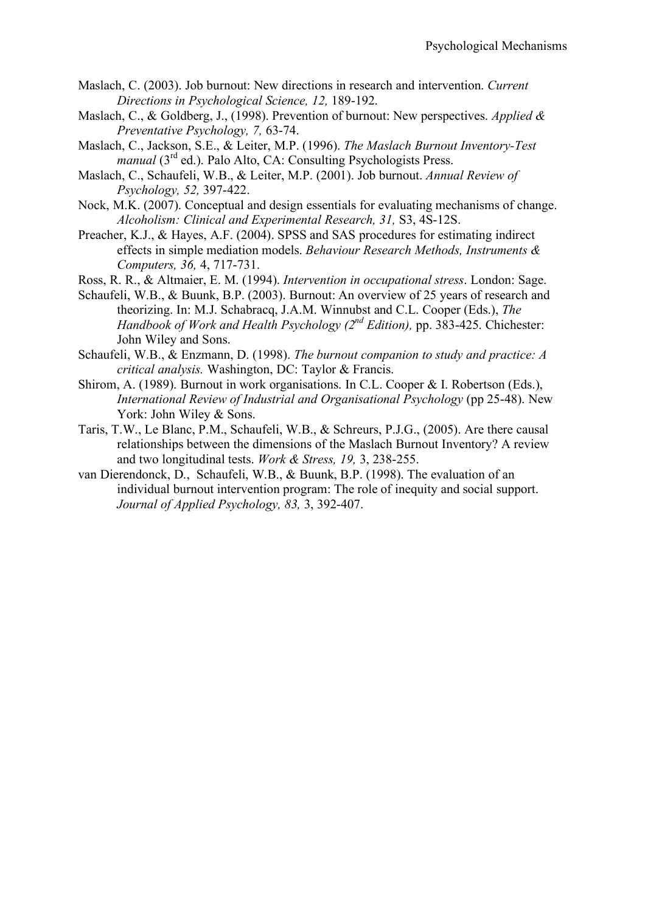Maslach, C. (2003). Job burnout: New directions in research and intervention. *Current Directions in Psychological Science, 12,* 189-192.

Maslach, C., & Goldberg, J., (1998). Prevention of burnout: New perspectives. *Applied & Preventative Psychology, 7,* 63-74.

Maslach, C., Jackson, S.E., & Leiter, M.P. (1996). *The Maslach Burnout Inventory-Test manual* (3rd ed.). Palo Alto, CA: Consulting Psychologists Press.

Maslach, C., Schaufeli, W.B., & Leiter, M.P. (2001). Job burnout. *Annual Review of Psychology, 52,* 397-422.

Nock, M.K. (2007). Conceptual and design essentials for evaluating mechanisms of change. *Alcoholism: Clinical and Experimental Research, 31,* S3, 4S-12S.

Preacher, K.J., & Hayes, A.F. (2004). SPSS and SAS procedures for estimating indirect effects in simple mediation models. *Behaviour Research Methods, Instruments & Computers, 36,* 4, 717-731.

Ross, R. R., & Altmaier, E. M. (1994). *Intervention in occupational stress*. London: Sage.

Schaufeli, W.B., & Buunk, B.P. (2003). Burnout: An overview of 25 years of research and theorizing. In: M.J. Schabracq, J.A.M. Winnubst and C.L. Cooper (Eds.), *The Handbook of Work and Health Psychology (2nd Edition),* pp. 383-425. Chichester: John Wiley and Sons.

Schaufeli, W.B., & Enzmann, D. (1998). *The burnout companion to study and practice: A critical analysis.* Washington, DC: Taylor & Francis.

Shirom, A. (1989). Burnout in work organisations. In C.L. Cooper & I. Robertson (Eds.), *International Review of Industrial and Organisational Psychology* (pp 25-48). New York: John Wiley & Sons.

Taris, T.W., Le Blanc, P.M., Schaufeli, W.B., & Schreurs, P.J.G., (2005). Are there causal relationships between the dimensions of the Maslach Burnout Inventory? A review and two longitudinal tests. *Work & Stress, 19,* 3, 238-255.

van Dierendonck, D., Schaufeli, W.B., & Buunk, B.P. (1998). The evaluation of an individual burnout intervention program: The role of inequity and social support. *Journal of Applied Psychology, 83,* 3, 392-407.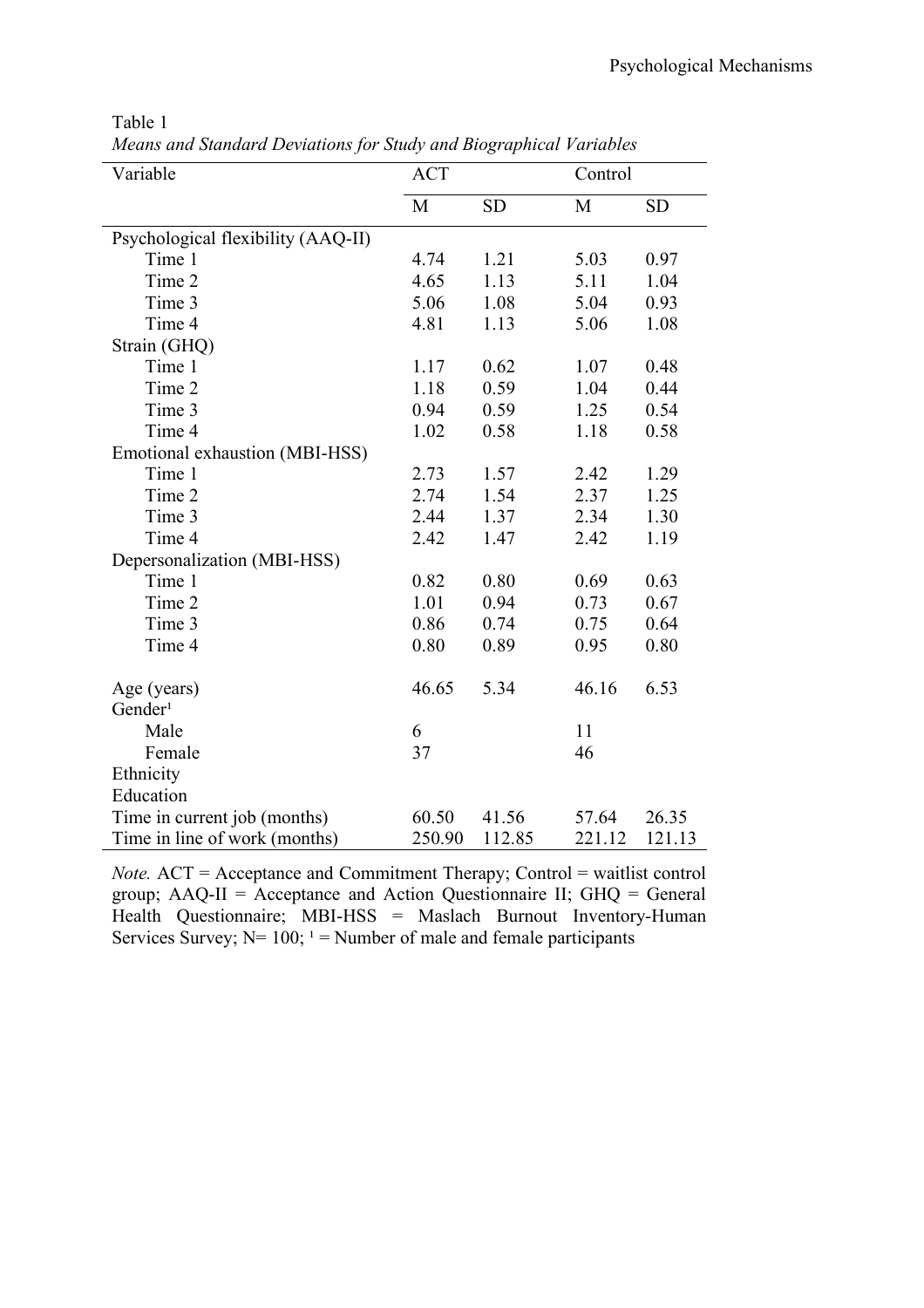Table 1

*Means and Standard Deviations for Study and Biographical Variables*

| Variable | ACT | | Control | |
|---|---|---|---|---|
| | M | SD | M | SD |
| Psychological flexibility (AAQ-II) | | | | |
| Time 1 | 4.74 | 1.21 | 5.03 | 0.97 |
| Time 2 | 4.65 | 1.13 | 5.11 | 1.04 |
| Time 3 | 5.06 | 1.08 | 5.04 | 0.93 |
| Time 4 | 4.81 | 1.13 | 5.06 | 1.08 |
| Strain (GHQ) | | | | |
| Time 1 | 1.17 | 0.62 | 1.07 | 0.48 |
| Time 2 | 1.18 | 0.59 | 1.04 | 0.44 |
| Time 3 | 0.94 | 0.59 | 1.25 | 0.54 |
| Time 4 | 1.02 | 0.58 | 1.18 | 0.58 |
| Emotional exhaustion (MBI-HSS) | | | | |
| Time 1 | 2.73 | 1.57 | 2.42 | 1.29 |
| Time 2 | 2.74 | 1.54 | 2.37 | 1.25 |
| Time 3 | 2.44 | 1.37 | 2.34 | 1.30 |
| Time 4 | 2.42 | 1.47 | 2.42 | 1.19 |
| Depersonalization (MBI-HSS) | | | | |
| Time 1 | 0.82 | 0.80 | 0.69 | 0.63 |
| Time 2 | 1.01 | 0.94 | 0.73 | 0.67 |
| Time 3 | 0.86 | 0.74 | 0.75 | 0.64 |
| Time 4 | 0.80 | 0.89 | 0.95 | 0.80 |
| Age (years) | 46.65 | 5.34 | 46.16 | 6.53 |
| Gender[1] | | | | |
| Male | 6 | | 11 | |
| Female | 37 | | 46 | |
| Ethnicity | | | | |
| Education | | | | |
| Time in current job (months) | 60.50 | 41.56 | 57.64 | 26.35 |
| Time in line of work (months) | 250.90 | 112.85 | 221.12 | 121.13 |

*Note.* ACT = Acceptance and Commitment Therapy; Control = waitlist control group; AAQ-II = Acceptance and Action Questionnaire II; GHQ = General Health Questionnaire; MBI-HSS = Maslach Burnout Inventory-Human Services Survey; N= 100; [1] = Number of male and female participants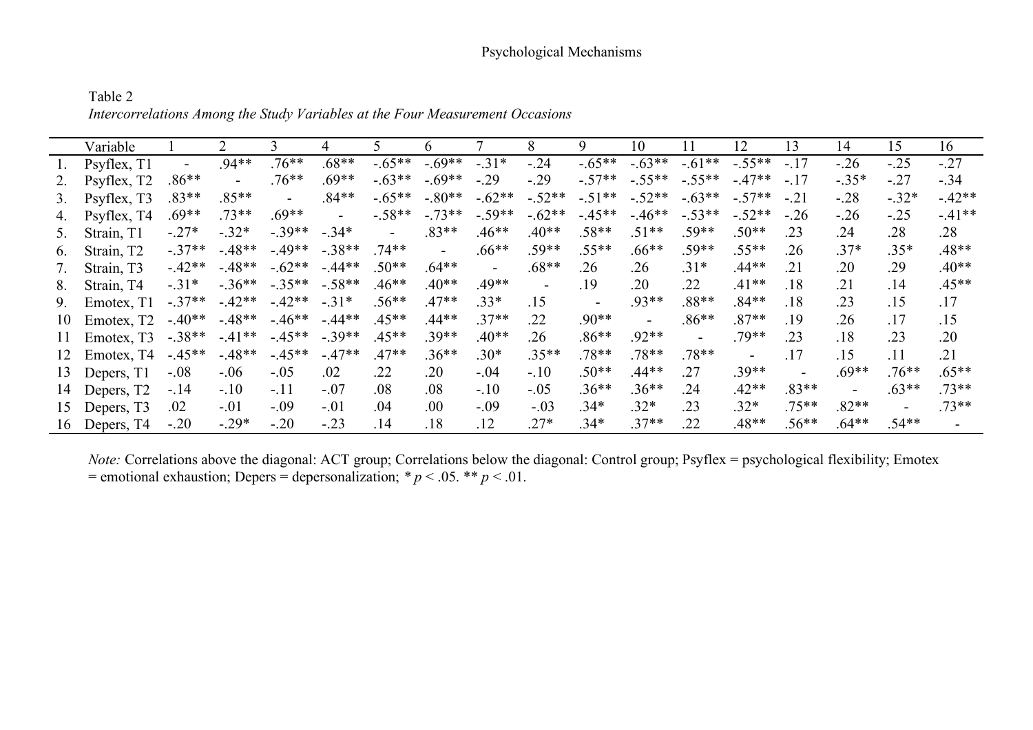Table 2

*Intercorrelations Among the Study Variables at the Four Measurement Occasions*

| | Variable | 1 | 2 | 3 | 4 | 5 | 6 | 7 | 8 | 9 | 10 | 11 | 12 | 13 | 14 | 15 | 16 |
|---|---|---|---|---|---|---|---|---|---|---|---|---|---|---|---|---|---|
| 1. | Psyflex, T1 | - | .94** | .76** | .68** | -.65** | -.69** | -.31* | -.24 | -.65** | -.63** | -.61** | -.55** | -.17 | -.26 | -.25 | -.27 |
| 2. | Psyflex, T2 | .86** | - | .76** | .69** | -.63** | -.69** | -.29 | -.29 | -.57** | -.55** | -.55** | -.47** | -.17 | -.35* | -.27 | -.34 |
| 3. | Psyflex, T3 | .83** | .85** | - | .84** | -.65** | -.80** | -.62** | -.52** | -.51** | -.52** | -.63** | -.57** | -.21 | -.28 | -.32* | -.42** |
| 4. | Psyflex, T4 | .69** | .73** | .69** | - | -.58** | -.73** | -.59** | -.62** | -.45** | -.46** | -.53** | -.52** | -.26 | -.26 | -.25 | -.41** |
| 5. | Strain, T1 | -.27* | -.32* | -.39** | -.34* | - | .83** | .46** | .40** | .58** | .51** | .59** | .50** | .23 | .24 | .28 | .28 |
| 6. | Strain, T2 | -.37** | -.48** | -.49** | -.38** | .74** | - | .66** | .59** | .55** | .66** | .59** | .55** | .26 | .37* | .35* | .48** |
| 7. | Strain, T3 | -.42** | -.48** | -.62** | -.44** | .50** | .64** | - | .68** | .26 | .26 | .31* | .44** | .21 | .20 | .29 | .40** |
| 8. | Strain, T4 | -.31* | -.36** | -.35** | -.58** | .46** | .40** | .49** | - | .19 | .20 | .22 | .41** | .18 | .21 | .14 | .45** |
| 9. | Emotex, T1 | -.37** | -.42** | -.42** | -.31* | .56** | .47** | .33* | .15 | - | .93** | .88** | .84** | .18 | .23 | .15 | .17 |
| 10 | Emotex, T2 | -.40** | -.48** | -.46** | -.44** | .45** | .44** | .37** | .22 | .90** | - | .86** | .87** | .19 | .26 | .17 | .15 |
| 11 | Emotex, T3 | -.38** | -.41** | -.45** | -.39** | .45** | .39** | .40** | .26 | .86** | .92** | - | .79** | .23 | .18 | .23 | .20 |
| 12 | Emotex, T4 | -.45** | -.48** | -.45** | -.47** | .47** | .36** | .30* | .35** | .78** | .78** | .78** | - | .17 | .15 | .11 | .21 |
| 13 | Depers, T1 | -.08 | -.06 | -.05 | .02 | .22 | .20 | -.04 | -.10 | .50** | .44** | .27 | .39** | - | .69** | .76** | .65** |
| 14 | Depers, T2 | -.14 | -.10 | -.11 | -.07 | .08 | .08 | -.10 | -.05 | .36** | .36** | .24 | .42** | .83** | - | .63** | .73** |
| 15 | Depers, T3 | .02 | -.01 | -.09 | -.01 | .04 | .00 | -.09 | -.03 | .34* | .32* | .23 | .32* | .75** | .82** | - | .73** |
| 16 | Depers, T4 | -.20 | -.29* | -.20 | -.23 | .14 | .18 | .12 | .27* | .34* | .37** | .22 | .48** | .56** | .64** | .54** | - |

*Note:* Correlations above the diagonal: ACT group; Correlations below the diagonal: Control group; Psyflex = psychological flexibility; Emotex = emotional exhaustion; Depers = depersonalization; * $p < .05$. ** $p < .01$.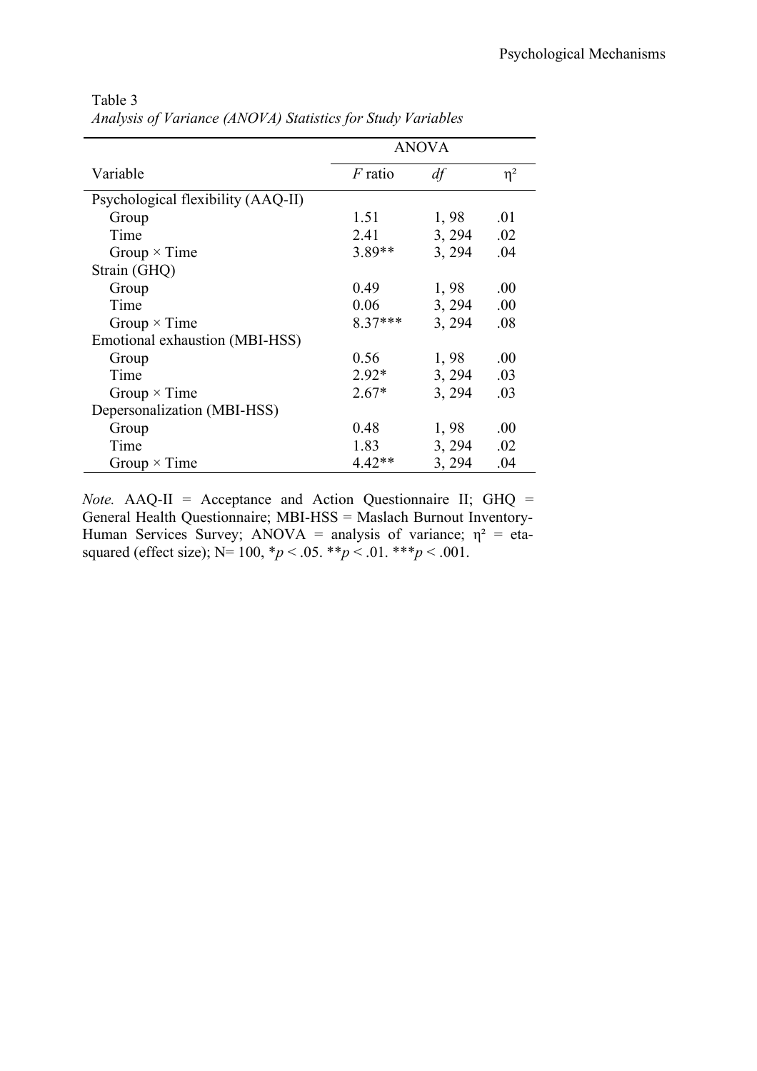Table 3

*Analysis of Variance (ANOVA) Statistics for Study Variables*

| | ANOVA | | |
|---|---|---|---|
| Variable | *F* ratio | *df* | η² |
| Psychological flexibility (AAQ-II) | | | |
| Group | 1.51 | 1, 98 | .01 |
| Time | 2.41 | 3, 294 | .02 |
| Group × Time | 3.89** | 3, 294 | .04 |
| Strain (GHQ) | | | |
| Group | 0.49 | 1, 98 | .00 |
| Time | 0.06 | 3, 294 | .00 |
| Group × Time | 8.37*** | 3, 294 | .08 |
| Emotional exhaustion (MBI-HSS) | | | |
| Group | 0.56 | 1, 98 | .00 |
| Time | 2.92* | 3, 294 | .03 |
| Group × Time | 2.67* | 3, 294 | .03 |
| Depersonalization (MBI-HSS) | | | |
| Group | 0.48 | 1, 98 | .00 |
| Time | 1.83 | 3, 294 | .02 |
| Group × Time | 4.42** | 3, 294 | .04 |

*Note.* AAQ-II = Acceptance and Action Questionnaire II; GHQ = General Health Questionnaire; MBI-HSS = Maslach Burnout Inventory-Human Services Survey; ANOVA = analysis of variance; η² = eta-squared (effect size); N= 100, \*$p < .05$. \*\*$p < .01$. \*\*\*$p < .001$.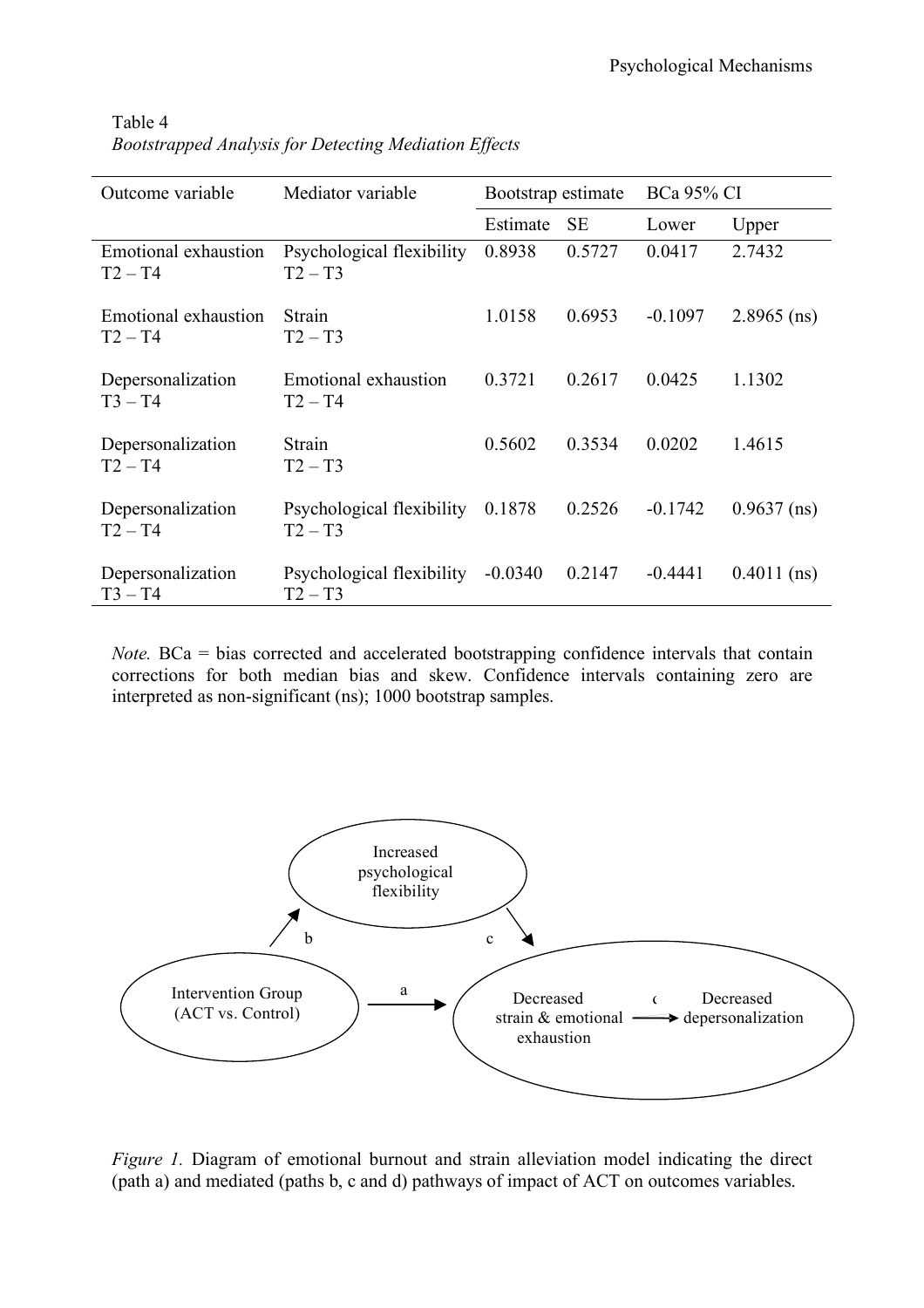Table 4

*Bootstrapped Analysis for Detecting Mediation Effects*

| Outcome variable | Mediator variable | Bootstrap estimate | | BCa 95% CI | |
|---|---|---|---|---|---|
| | | Estimate | SE | Lower | Upper |
| Emotional exhaustion T2 – T4 | Psychological flexibility T2 – T3 | 0.8938 | 0.5727 | 0.0417 | 2.7432 |
| Emotional exhaustion T2 – T4 | Strain T2 – T3 | 1.0158 | 0.6953 | -0.1097 | 2.8965 (ns) |
| Depersonalization T3 – T4 | Emotional exhaustion T2 – T4 | 0.3721 | 0.2617 | 0.0425 | 1.1302 |
| Depersonalization T2 – T4 | Strain T2 – T3 | 0.5602 | 0.3534 | 0.0202 | 1.4615 |
| Depersonalization T2 – T4 | Psychological flexibility T2 – T3 | 0.1878 | 0.2526 | -0.1742 | 0.9637 (ns) |
| Depersonalization T3 – T4 | Psychological flexibility T2 – T3 | -0.0340 | 0.2147 | -0.4441 | 0.4011 (ns) |

*Note.* BCa = bias corrected and accelerated bootstrapping confidence intervals that contain corrections for both median bias and skew. Confidence intervals containing zero are interpreted as non-significant (ns); 1000 bootstrap samples.

*Figure 1.* Diagram of emotional burnout and strain alleviation model indicating the direct (path a) and mediated (paths b, c and d) pathways of impact of ACT on outcomes variables.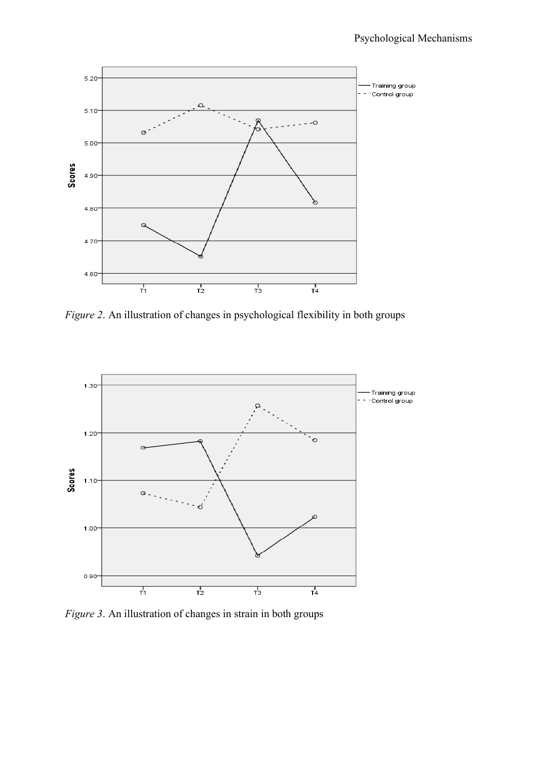*Figure 2*. An illustration of changes in psychological flexibility in both groups

*Figure 3*. An illustration of changes in strain in both groups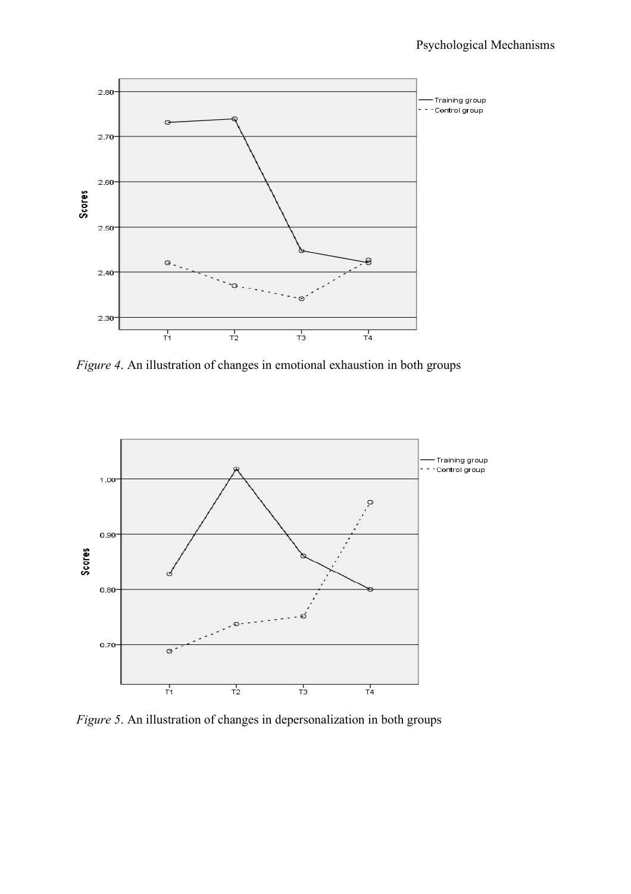2.80
2.70
2.60
2.50
2.40
2.30
Scores
T1
T2
T3
T4
Training group
Control group

*Figure 4*. An illustration of changes in emotional exhaustion in both groups

1.00
0.90
0.80
0.70
Scores
T1
T2
T3
T4
Training group
Control group

*Figure 5*. An illustration of changes in depersonalization in both groups